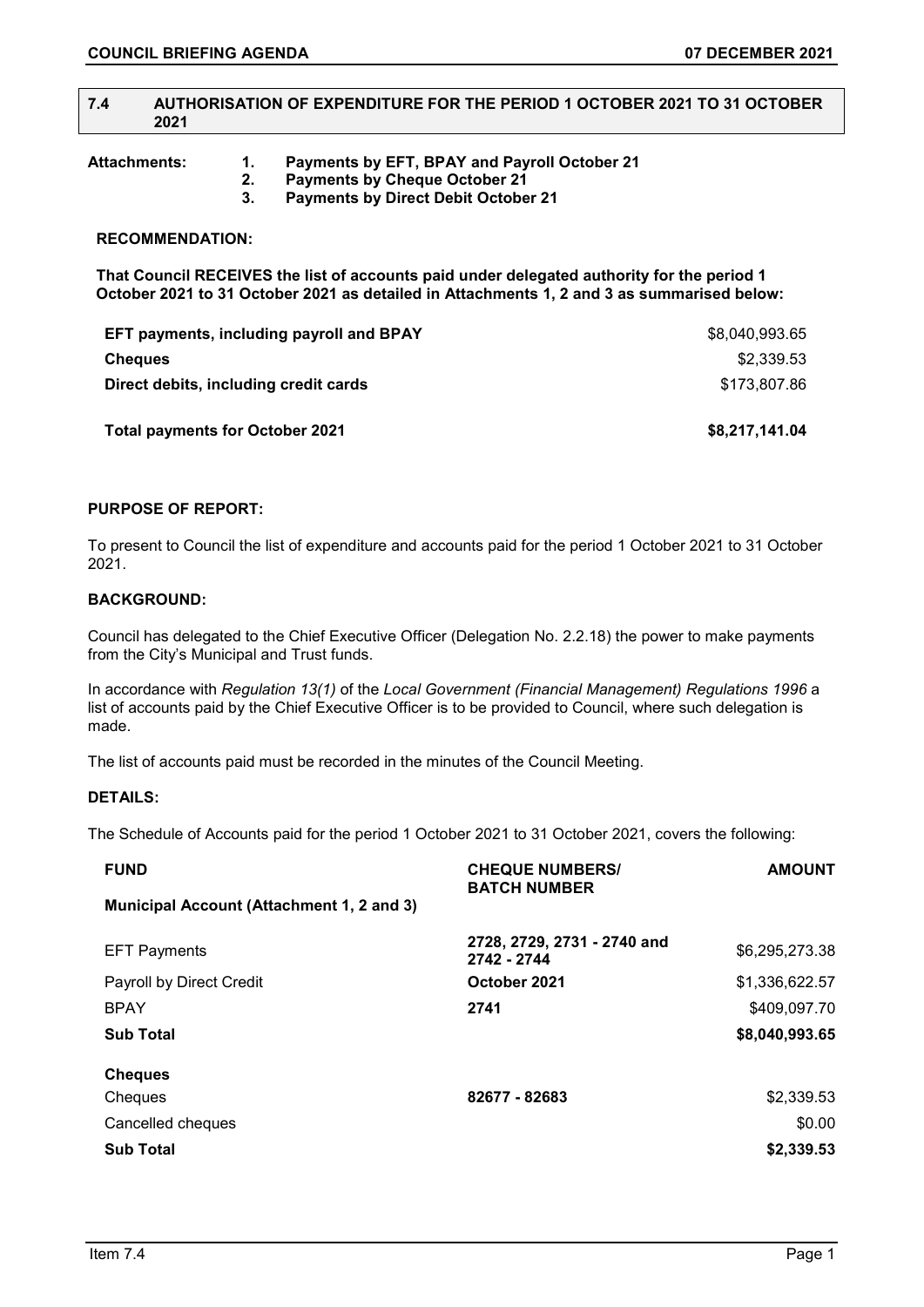## 7.4 AUTHORISATION OF EXPENDITURE FOR THE PERIOD 1 OCTOBER 2021 TO 31 OCTOBER 2021

**Attachments:**
1. **Payments by EFT, BPAY and Payroll October 21**
2. **Payments by Cheque October 21**
3. **Payments by Direct Debit October 21**

**RECOMMENDATION:**

**That Council RECEIVES the list of accounts paid under delegated authority for the period 1 October 2021 to 31 October 2021 as detailed in Attachments 1, 2 and 3 as summarised below:**

| | |
|---|---|
| **EFT payments, including payroll and BPAY** | $8,040,993.65 |
| **Cheques** | $2,339.53 |
| **Direct debits, including credit cards** | $173,807.86 |
| **Total payments for October 2021** | **$8,217,141.04** |

**PURPOSE OF REPORT:**

To present to Council the list of expenditure and accounts paid for the period 1 October 2021 to 31 October 2021.

**BACKGROUND:**

Council has delegated to the Chief Executive Officer (Delegation No. 2.2.18) the power to make payments from the City's Municipal and Trust funds.

In accordance with *Regulation 13(1)* of the *Local Government (Financial Management) Regulations 1996* a list of accounts paid by the Chief Executive Officer is to be provided to Council, where such delegation is made.

The list of accounts paid must be recorded in the minutes of the Council Meeting.

**DETAILS:**

The Schedule of Accounts paid for the period 1 October 2021 to 31 October 2021, covers the following:

| **FUND** | **CHEQUE NUMBERS/ BATCH NUMBER** | **AMOUNT** |
|---|---|---|
| **Municipal Account (Attachment 1, 2 and 3)** | | |
| EFT Payments | 2728, 2729, 2731 - 2740 and 2742 - 2744 | $6,295,273.38 |
| Payroll by Direct Credit | **October 2021** | $1,336,622.57 |
| BPAY | **2741** | $409,097.70 |
| **Sub Total** | | **$8,040,993.65** |
| **Cheques** | | |
| Cheques | **82677 - 82683** | $2,339.53 |
| Cancelled cheques | | $0.00 |
| **Sub Total** | | **$2,339.53** |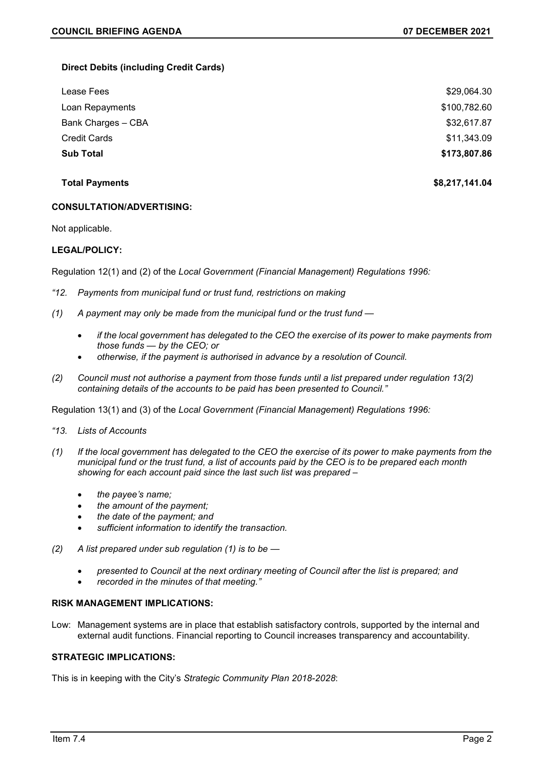**Direct Debits (including Credit Cards)**

| | |
|---|---|
| Lease Fees | $29,064.30 |
| Loan Repayments | $100,782.60 |
| Bank Charges – CBA | $32,617.87 |
| Credit Cards | $11,343.09 |
| **Sub Total** | **$173,807.86** |
| | |
| **Total Payments** | **$8,217,141.04** |

### CONSULTATION/ADVERTISING:

Not applicable.

### LEGAL/POLICY:

Regulation 12(1) and (2) of the *Local Government (Financial Management) Regulations 1996:*

*"12. Payments from municipal fund or trust fund, restrictions on making*

*(1) A payment may only be made from the municipal fund or the trust fund —*

- *if the local government has delegated to the CEO the exercise of its power to make payments from those funds — by the CEO; or*
- *otherwise, if the payment is authorised in advance by a resolution of Council.*

*(2) Council must not authorise a payment from those funds until a list prepared under regulation 13(2) containing details of the accounts to be paid has been presented to Council."*

Regulation 13(1) and (3) of the *Local Government (Financial Management) Regulations 1996:*

*"13. Lists of Accounts*

*(1) If the local government has delegated to the CEO the exercise of its power to make payments from the municipal fund or the trust fund, a list of accounts paid by the CEO is to be prepared each month showing for each account paid since the last such list was prepared –*

- *the payee's name;*
- *the amount of the payment;*
- *the date of the payment; and*
- *sufficient information to identify the transaction.*

*(2) A list prepared under sub regulation (1) is to be —*

- *presented to Council at the next ordinary meeting of Council after the list is prepared; and*
- *recorded in the minutes of that meeting."*

### RISK MANAGEMENT IMPLICATIONS:

Low: Management systems are in place that establish satisfactory controls, supported by the internal and external audit functions. Financial reporting to Council increases transparency and accountability.

### STRATEGIC IMPLICATIONS:

This is in keeping with the City's *Strategic Community Plan 2018-2028*: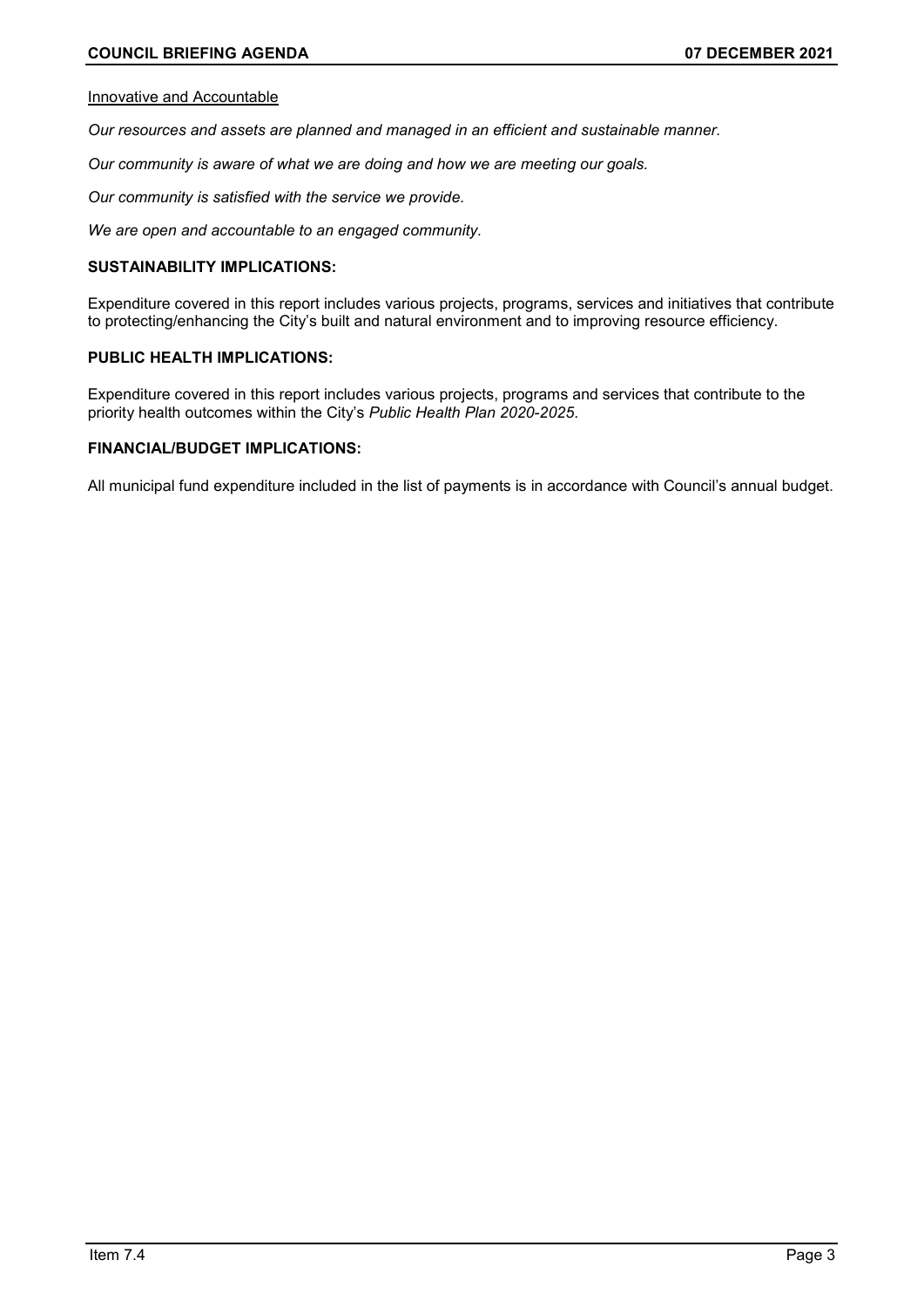Innovative and Accountable

*Our resources and assets are planned and managed in an efficient and sustainable manner.*

*Our community is aware of what we are doing and how we are meeting our goals.*

*Our community is satisfied with the service we provide.*

*We are open and accountable to an engaged community.*

**SUSTAINABILITY IMPLICATIONS:**

Expenditure covered in this report includes various projects, programs, services and initiatives that contribute to protecting/enhancing the City's built and natural environment and to improving resource efficiency.

**PUBLIC HEALTH IMPLICATIONS:**

Expenditure covered in this report includes various projects, programs and services that contribute to the priority health outcomes within the City's *Public Health Plan 2020-2025*.

**FINANCIAL/BUDGET IMPLICATIONS:**

All municipal fund expenditure included in the list of payments is in accordance with Council's annual budget.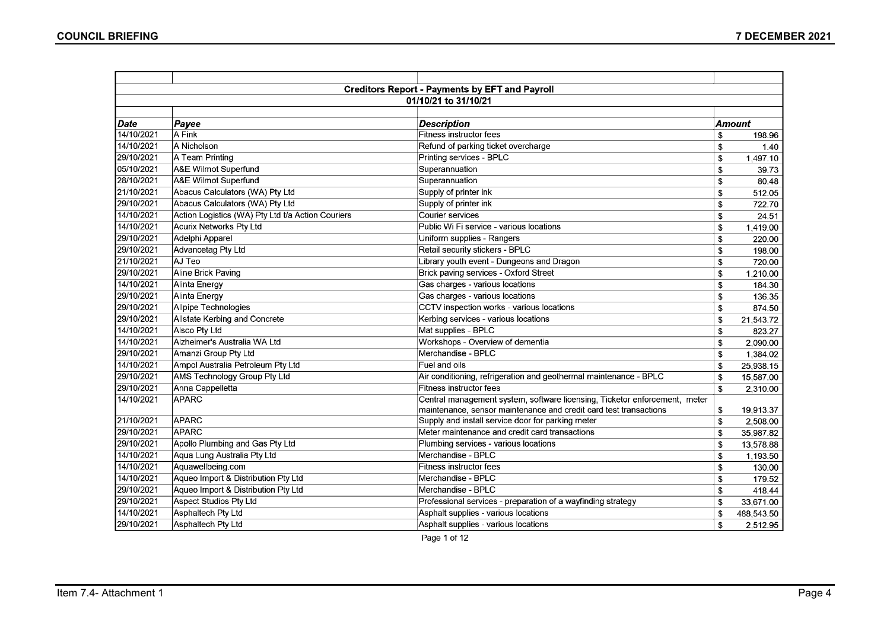| Date | Payee | Description | Amount |
|---|---|---|---|
| **Creditors Report - Payments by EFT and Payroll** | | | |
| **01/10/21 to 31/10/21** | | | |
| 14/10/2021 | A Fink | Fitness instructor fees | $ 198.96 |
| 14/10/2021 | A Nicholson | Refund of parking ticket overcharge | $ 1.40 |
| 29/10/2021 | A Team Printing | Printing services - BPLC | $ 1,497.10 |
| 05/10/2021 | A&E Wilmot Superfund | Superannuation | $ 39.73 |
| 28/10/2021 | A&E Wilmot Superfund | Superannuation | $ 80.48 |
| 21/10/2021 | Abacus Calculators (WA) Pty Ltd | Supply of printer ink | $ 512.05 |
| 29/10/2021 | Abacus Calculators (WA) Pty Ltd | Supply of printer ink | $ 722.70 |
| 14/10/2021 | Action Logistics (WA) Pty Ltd t/a Action Couriers | Courier services | $ 24.51 |
| 14/10/2021 | Acurix Networks Pty Ltd | Public Wi Fi service - various locations | $ 1,419.00 |
| 29/10/2021 | Adelphi Apparel | Uniform supplies - Rangers | $ 220.00 |
| 29/10/2021 | Advancetag Pty Ltd | Retail security stickers - BPLC | $ 198.00 |
| 21/10/2021 | AJ Teo | Library youth event - Dungeons and Dragon | $ 720.00 |
| 29/10/2021 | Aline Brick Paving | Brick paving services - Oxford Street | $ 1,210.00 |
| 14/10/2021 | Alinta Energy | Gas charges - various locations | $ 184.30 |
| 29/10/2021 | Alinta Energy | Gas charges - various locations | $ 136.35 |
| 29/10/2021 | Allpipe Technologies | CCTV inspection works - various locations | $ 874.50 |
| 29/10/2021 | Allstate Kerbing and Concrete | Kerbing services - various locations | $ 21,543.72 |
| 14/10/2021 | Alsco Pty Ltd | Mat supplies - BPLC | $ 823.27 |
| 14/10/2021 | Alzheimer's Australia WA Ltd | Workshops - Overview of dementia | $ 2,090.00 |
| 29/10/2021 | Amanzi Group Pty Ltd | Merchandise - BPLC | $ 1,384.02 |
| 14/10/2021 | Ampol Australia Petroleum Pty Ltd | Fuel and oils | $ 25,938.15 |
| 29/10/2021 | AMS Technology Group Pty Ltd | Air conditioning, refrigeration and geothermal maintenance - BPLC | $ 15,587.00 |
| 29/10/2021 | Anna Cappelletta | Fitness instructor fees | $ 2,310.00 |
| 14/10/2021 | APARC | Central management system, software licensing, Ticketor enforcement, meter maintenance, sensor maintenance and credit card test transactions | $ 19,913.37 |
| 21/10/2021 | APARC | Supply and install service door for parking meter | $ 2,508.00 |
| 29/10/2021 | APARC | Meter maintenance and credit card transactions | $ 35,987.82 |
| 29/10/2021 | Apollo Plumbing and Gas Pty Ltd | Plumbing services - various locations | $ 13,578.88 |
| 14/10/2021 | Aqua Lung Australia Pty Ltd | Merchandise - BPLC | $ 1,193.50 |
| 14/10/2021 | Aquawellbeing.com | Fitness instructor fees | $ 130.00 |
| 14/10/2021 | Aqueo Import & Distribution Pty Ltd | Merchandise - BPLC | $ 179.52 |
| 29/10/2021 | Aqueo Import & Distribution Pty Ltd | Merchandise - BPLC | $ 418.44 |
| 29/10/2021 | Aspect Studios Pty Ltd | Professional services - preparation of a wayfinding strategy | $ 33,671.00 |
| 14/10/2021 | Asphaltech Pty Ltd | Asphalt supplies - various locations | $ 488,543.50 |
| 29/10/2021 | Asphaltech Pty Ltd | Asphalt supplies - various locations | $ 2,512.95 |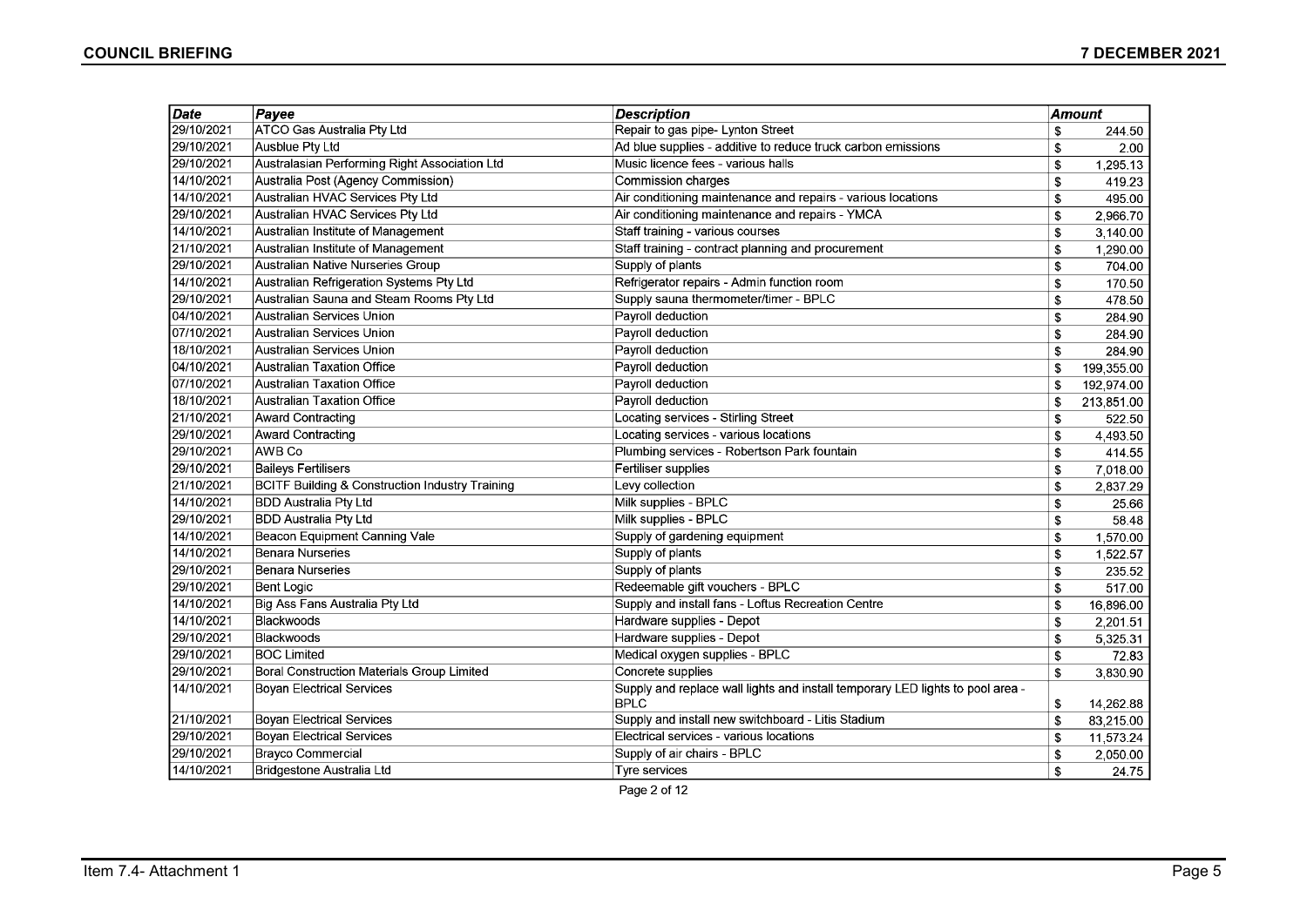| Date | Payee | Description | Amount |
|---|---|---|---|
| 29/10/2021 | ATCO Gas Australia Pty Ltd | Repair to gas pipe- Lynton Street | $ 244.50 |
| 29/10/2021 | Ausblue Pty Ltd | Ad blue supplies - additive to reduce truck carbon emissions | $ 2.00 |
| 29/10/2021 | Australasian Performing Right Association Ltd | Music licence fees - various halls | $ 1,295.13 |
| 14/10/2021 | Australia Post (Agency Commission) | Commission charges | $ 419.23 |
| 14/10/2021 | Australian HVAC Services Pty Ltd | Air conditioning maintenance and repairs - various locations | $ 495.00 |
| 29/10/2021 | Australian HVAC Services Pty Ltd | Air conditioning maintenance and repairs - YMCA | $ 2,966.70 |
| 14/10/2021 | Australian Institute of Management | Staff training - various courses | $ 3,140.00 |
| 21/10/2021 | Australian Institute of Management | Staff training - contract planning and procurement | $ 1,290.00 |
| 29/10/2021 | Australian Native Nurseries Group | Supply of plants | $ 704.00 |
| 14/10/2021 | Australian Refrigeration Systems Pty Ltd | Refrigerator repairs - Admin function room | $ 170.50 |
| 29/10/2021 | Australian Sauna and Steam Rooms Pty Ltd | Supply sauna thermometer/timer - BPLC | $ 478.50 |
| 04/10/2021 | Australian Services Union | Payroll deduction | $ 284.90 |
| 07/10/2021 | Australian Services Union | Payroll deduction | $ 284.90 |
| 18/10/2021 | Australian Services Union | Payroll deduction | $ 284.90 |
| 04/10/2021 | Australian Taxation Office | Payroll deduction | $ 199,355.00 |
| 07/10/2021 | Australian Taxation Office | Payroll deduction | $ 192,974.00 |
| 18/10/2021 | Australian Taxation Office | Payroll deduction | $ 213,851.00 |
| 21/10/2021 | Award Contracting | Locating services - Stirling Street | $ 522.50 |
| 29/10/2021 | Award Contracting | Locating services - various locations | $ 4,493.50 |
| 29/10/2021 | AWB Co | Plumbing services - Robertson Park fountain | $ 414.55 |
| 29/10/2021 | Baileys Fertilisers | Fertiliser supplies | $ 7,018.00 |
| 21/10/2021 | BCITF Building & Construction Industry Training | Levy collection | $ 2,837.29 |
| 14/10/2021 | BDD Australia Pty Ltd | Milk supplies - BPLC | $ 25.66 |
| 29/10/2021 | BDD Australia Pty Ltd | Milk supplies - BPLC | $ 58.48 |
| 14/10/2021 | Beacon Equipment Canning Vale | Supply of gardening equipment | $ 1,570.00 |
| 14/10/2021 | Benara Nurseries | Supply of plants | $ 1,522.57 |
| 29/10/2021 | Benara Nurseries | Supply of plants | $ 235.52 |
| 29/10/2021 | Bent Logic | Redeemable gift vouchers - BPLC | $ 517.00 |
| 14/10/2021 | Big Ass Fans Australia Pty Ltd | Supply and install fans - Loftus Recreation Centre | $ 16,896.00 |
| 14/10/2021 | Blackwoods | Hardware supplies - Depot | $ 2,201.51 |
| 29/10/2021 | Blackwoods | Hardware supplies - Depot | $ 5,325.31 |
| 29/10/2021 | BOC Limited | Medical oxygen supplies - BPLC | $ 72.83 |
| 29/10/2021 | Boral Construction Materials Group Limited | Concrete supplies | $ 3,830.90 |
| 14/10/2021 | Boyan Electrical Services | Supply and replace wall lights and install temporary LED lights to pool area - BPLC | $ 14,262.88 |
| 21/10/2021 | Boyan Electrical Services | Supply and install new switchboard - Litis Stadium | $ 83,215.00 |
| 29/10/2021 | Boyan Electrical Services | Electrical services - various locations | $ 11,573.24 |
| 29/10/2021 | Brayco Commercial | Supply of air chairs - BPLC | $ 2,050.00 |
| 14/10/2021 | Bridgestone Australia Ltd | Tyre services | $ 24.75 |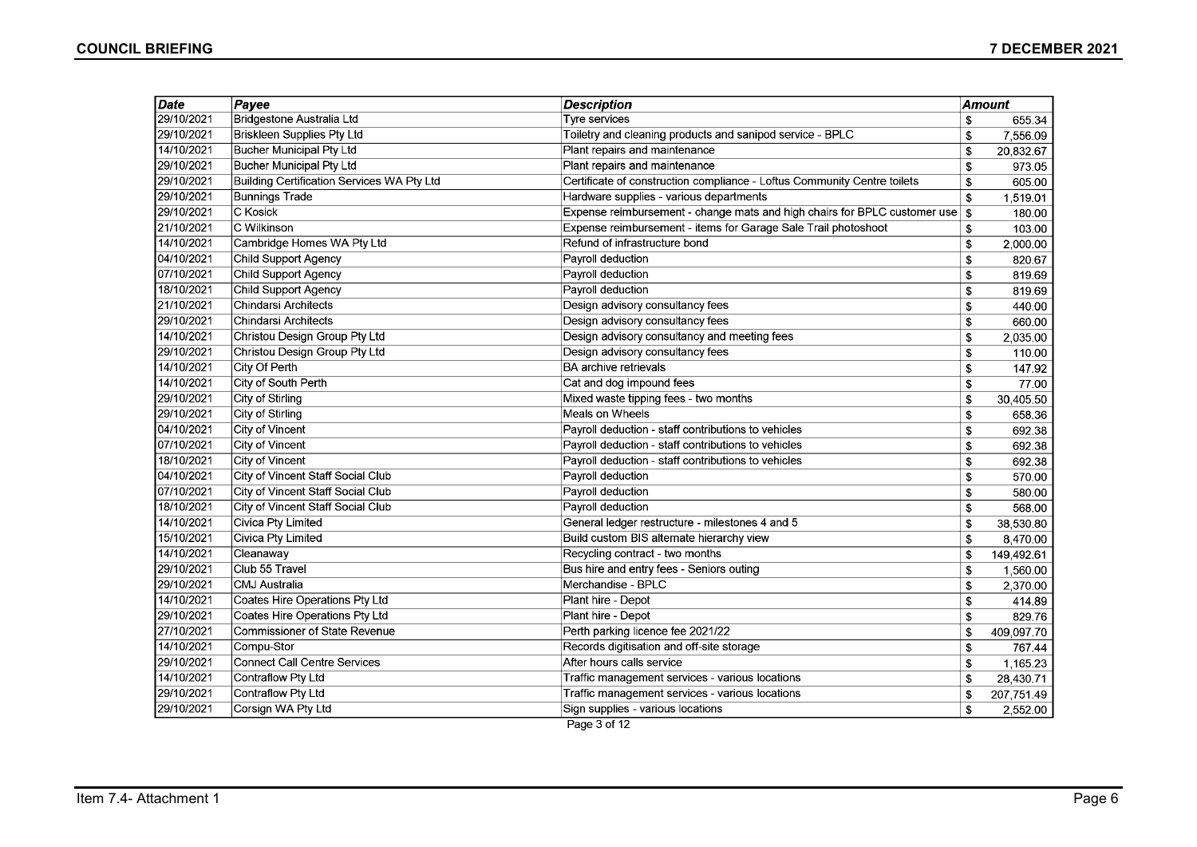| Date | Payee | Description | Amount |
|---|---|---|---|
| 29/10/2021 | Bridgestone Australia Ltd | Tyre services | $ 655.34 |
| 29/10/2021 | Briskleen Supplies Pty Ltd | Toiletry and cleaning products and sanipod service - BPLC | $ 7,556.09 |
| 14/10/2021 | Bucher Municipal Pty Ltd | Plant repairs and maintenance | $ 20,832.67 |
| 29/10/2021 | Bucher Municipal Pty Ltd | Plant repairs and maintenance | $ 973.05 |
| 29/10/2021 | Building Certification Services WA Pty Ltd | Certificate of construction compliance - Loftus Community Centre toilets | $ 605.00 |
| 29/10/2021 | Bunnings Trade | Hardware supplies - various departments | $ 1,519.01 |
| 29/10/2021 | C Kosick | Expense reimbursement - change mats and high chairs for BPLC customer use | $ 180.00 |
| 21/10/2021 | C Wilkinson | Expense reimbursement - items for Garage Sale Trail photoshoot | $ 103.00 |
| 14/10/2021 | Cambridge Homes WA Pty Ltd | Refund of infrastructure bond | $ 2,000.00 |
| 04/10/2021 | Child Support Agency | Payroll deduction | $ 820.67 |
| 07/10/2021 | Child Support Agency | Payroll deduction | $ 819.69 |
| 18/10/2021 | Child Support Agency | Payroll deduction | $ 819.69 |
| 21/10/2021 | Chindarsi Architects | Design advisory consultancy fees | $ 440.00 |
| 29/10/2021 | Chindarsi Architects | Design advisory consultancy fees | $ 660.00 |
| 14/10/2021 | Christou Design Group Pty Ltd | Design advisory consultancy and meeting fees | $ 2,035.00 |
| 29/10/2021 | Christou Design Group Pty Ltd | Design advisory consultancy fees | $ 110.00 |
| 14/10/2021 | City Of Perth | BA archive retrievals | $ 147.92 |
| 14/10/2021 | City of South Perth | Cat and dog impound fees | $ 77.00 |
| 29/10/2021 | City of Stirling | Mixed waste tipping fees - two months | $ 30,405.50 |
| 29/10/2021 | City of Stirling | Meals on Wheels | $ 658.36 |
| 04/10/2021 | City of Vincent | Payroll deduction - staff contributions to vehicles | $ 692.38 |
| 07/10/2021 | City of Vincent | Payroll deduction - staff contributions to vehicles | $ 692.38 |
| 18/10/2021 | City of Vincent | Payroll deduction - staff contributions to vehicles | $ 692.38 |
| 04/10/2021 | City of Vincent Staff Social Club | Payroll deduction | $ 570.00 |
| 07/10/2021 | City of Vincent Staff Social Club | Payroll deduction | $ 580.00 |
| 18/10/2021 | City of Vincent Staff Social Club | Payroll deduction | $ 568.00 |
| 14/10/2021 | Civica Pty Limited | General ledger restructure - milestones 4 and 5 | $ 38,530.80 |
| 15/10/2021 | Civica Pty Limited | Build custom BIS alternate hierarchy view | $ 8,470.00 |
| 14/10/2021 | Cleanaway | Recycling contract - two months | $ 149,492.61 |
| 29/10/2021 | Club 55 Travel | Bus hire and entry fees - Seniors outing | $ 1,560.00 |
| 29/10/2021 | CMJ Australia | Merchandise - BPLC | $ 2,370.00 |
| 14/10/2021 | Coates Hire Operations Pty Ltd | Plant hire - Depot | $ 414.89 |
| 29/10/2021 | Coates Hire Operations Pty Ltd | Plant hire - Depot | $ 829.76 |
| 27/10/2021 | Commissioner of State Revenue | Perth parking licence fee 2021/22 | $ 409,097.70 |
| 14/10/2021 | Compu-Stor | Records digitisation and off-site storage | $ 767.44 |
| 29/10/2021 | Connect Call Centre Services | After hours calls service | $ 1,165.23 |
| 14/10/2021 | Contraflow Pty Ltd | Traffic management services - various locations | $ 28,430.71 |
| 29/10/2021 | Contraflow Pty Ltd | Traffic management services - various locations | $ 207,751.49 |
| 29/10/2021 | Corsign WA Pty Ltd | Sign supplies - various locations | $ 2,552.00 |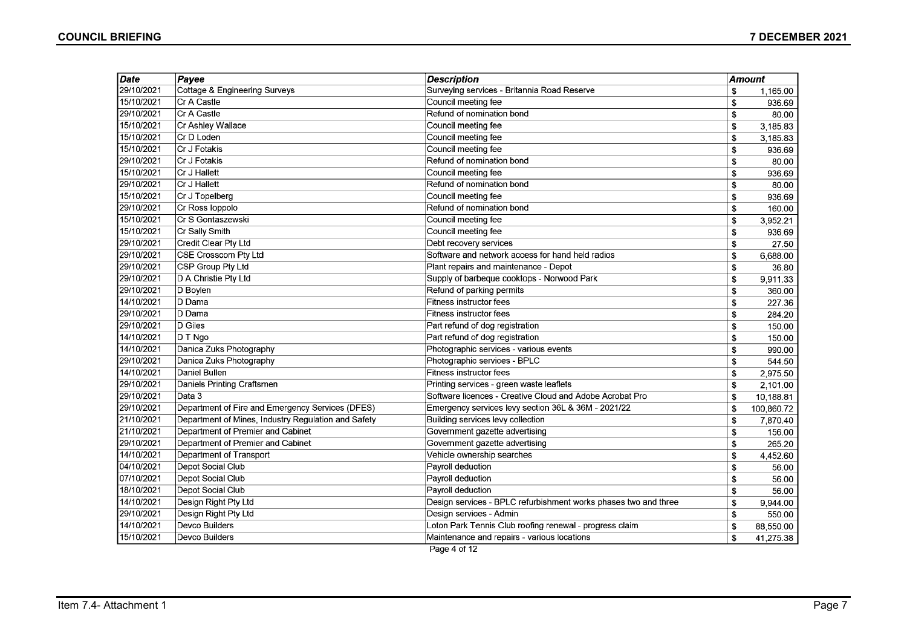| Date | Payee | Description | Amount |
| --- | --- | --- | --- |
| 29/10/2021 | Cottage & Engineering Surveys | Surveying services - Britannia Road Reserve | $ 1,165.00 |
| 15/10/2021 | Cr A Castle | Council meeting fee | $ 936.69 |
| 29/10/2021 | Cr A Castle | Refund of nomination bond | $ 80.00 |
| 15/10/2021 | Cr Ashley Wallace | Council meeting fee | $ 3,185.83 |
| 15/10/2021 | Cr D Loden | Council meeting fee | $ 3,185.83 |
| 15/10/2021 | Cr J Fotakis | Council meeting fee | $ 936.69 |
| 29/10/2021 | Cr J Fotakis | Refund of nomination bond | $ 80.00 |
| 15/10/2021 | Cr J Hallett | Council meeting fee | $ 936.69 |
| 29/10/2021 | Cr J Hallett | Refund of nomination bond | $ 80.00 |
| 15/10/2021 | Cr J Topelberg | Council meeting fee | $ 936.69 |
| 29/10/2021 | Cr Ross Ioppolo | Refund of nomination bond | $ 160.00 |
| 15/10/2021 | Cr S Gontaszewski | Council meeting fee | $ 3,952.21 |
| 15/10/2021 | Cr Sally Smith | Council meeting fee | $ 936.69 |
| 29/10/2021 | Credit Clear Pty Ltd | Debt recovery services | $ 27.50 |
| 29/10/2021 | CSE Crosscom Pty Ltd | Software and network access for hand held radios | $ 6,688.00 |
| 29/10/2021 | CSP Group Pty Ltd | Plant repairs and maintenance - Depot | $ 36.80 |
| 29/10/2021 | D A Christie Pty Ltd | Supply of barbeque cooktops - Norwood Park | $ 9,911.33 |
| 29/10/2021 | D Boylen | Refund of parking permits | $ 360.00 |
| 14/10/2021 | D Dama | Fitness instructor fees | $ 227.36 |
| 29/10/2021 | D Dama | Fitness instructor fees | $ 284.20 |
| 29/10/2021 | D Giles | Part refund of dog registration | $ 150.00 |
| 14/10/2021 | D T Ngo | Part refund of dog registration | $ 150.00 |
| 14/10/2021 | Danica Zuks Photography | Photographic services - various events | $ 990.00 |
| 29/10/2021 | Danica Zuks Photography | Photographic services - BPLC | $ 544.50 |
| 14/10/2021 | Daniel Bullen | Fitness instructor fees | $ 2,975.50 |
| 29/10/2021 | Daniels Printing Craftsmen | Printing services - green waste leaflets | $ 2,101.00 |
| 29/10/2021 | Data 3 | Software licences - Creative Cloud and Adobe Acrobat Pro | $ 10,188.81 |
| 29/10/2021 | Department of Fire and Emergency Services (DFES) | Emergency services levy section 36L & 36M - 2021/22 | $ 100,860.72 |
| 21/10/2021 | Department of Mines, Industry Regulation and Safety | Building services levy collection | $ 7,870.40 |
| 21/10/2021 | Department of Premier and Cabinet | Government gazette advertising | $ 156.00 |
| 29/10/2021 | Department of Premier and Cabinet | Government gazette advertising | $ 265.20 |
| 14/10/2021 | Department of Transport | Vehicle ownership searches | $ 4,452.60 |
| 04/10/2021 | Depot Social Club | Payroll deduction | $ 56.00 |
| 07/10/2021 | Depot Social Club | Payroll deduction | $ 56.00 |
| 18/10/2021 | Depot Social Club | Payroll deduction | $ 56.00 |
| 14/10/2021 | Design Right Pty Ltd | Design services - BPLC refurbishment works phases two and three | $ 9,944.00 |
| 29/10/2021 | Design Right Pty Ltd | Design services - Admin | $ 550.00 |
| 14/10/2021 | Devco Builders | Loton Park Tennis Club roofing renewal - progress claim | $ 88,550.00 |
| 15/10/2021 | Devco Builders | Maintenance and repairs - various locations | $ 41,275.38 |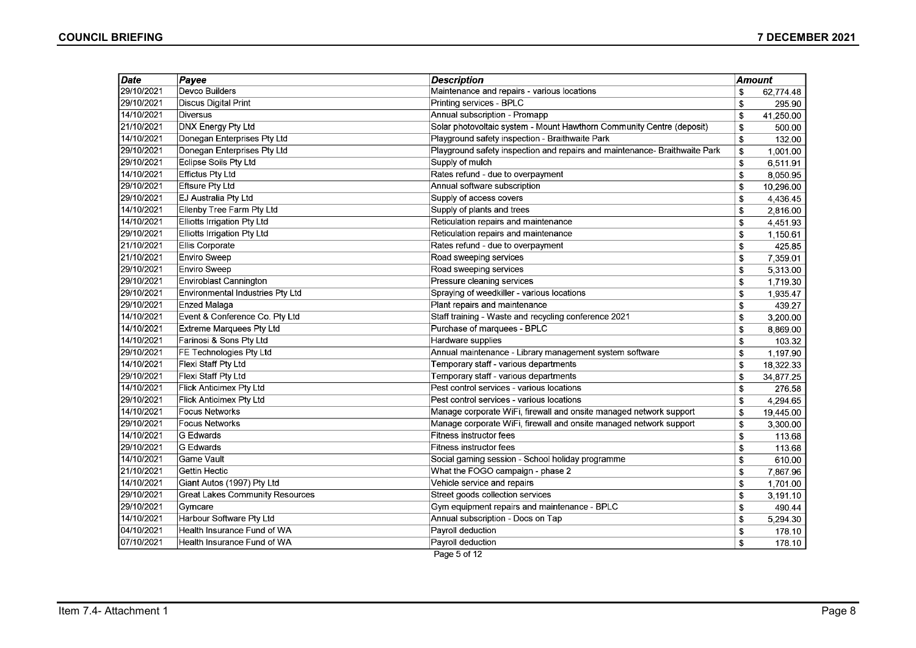| Date | Payee | Description | Amount |
|---|---|---|---|
| 29/10/2021 | Devco Builders | Maintenance and repairs - various locations | $ 62,774.48 |
| 29/10/2021 | Discus Digital Print | Printing services - BPLC | $ 295.90 |
| 14/10/2021 | Diversus | Annual subscription - Promapp | $ 41,250.00 |
| 21/10/2021 | DNX Energy Pty Ltd | Solar photovoltaic system - Mount Hawthorn Community Centre (deposit) | $ 500.00 |
| 14/10/2021 | Donegan Enterprises Pty Ltd | Playground safety inspection - Braithwaite Park | $ 132.00 |
| 29/10/2021 | Donegan Enterprises Pty Ltd | Playground safety inspection and repairs and maintenance- Braithwaite Park | $ 1,001.00 |
| 29/10/2021 | Eclipse Soils Pty Ltd | Supply of mulch | $ 6,511.91 |
| 14/10/2021 | Effictus Pty Ltd | Rates refund - due to overpayment | $ 8,050.95 |
| 29/10/2021 | Eftsure Pty Ltd | Annual software subscription | $ 10,296.00 |
| 29/10/2021 | EJ Australia Pty Ltd | Supply of access covers | $ 4,436.45 |
| 14/10/2021 | Ellenby Tree Farm Pty Ltd | Supply of plants and trees | $ 2,816.00 |
| 14/10/2021 | Elliotts Irrigation Pty Ltd | Reticulation repairs and maintenance | $ 4,451.93 |
| 29/10/2021 | Elliotts Irrigation Pty Ltd | Reticulation repairs and maintenance | $ 1,150.61 |
| 21/10/2021 | Ellis Corporate | Rates refund - due to overpayment | $ 425.85 |
| 21/10/2021 | Enviro Sweep | Road sweeping services | $ 7,359.01 |
| 29/10/2021 | Enviro Sweep | Road sweeping services | $ 5,313.00 |
| 29/10/2021 | Enviroblast Cannington | Pressure cleaning services | $ 1,719.30 |
| 29/10/2021 | Environmental Industries Pty Ltd | Spraying of weedkiller - various locations | $ 1,935.47 |
| 29/10/2021 | Enzed Malaga | Plant repairs and maintenance | $ 439.27 |
| 14/10/2021 | Event & Conference Co. Pty Ltd | Staff training - Waste and recycling conference 2021 | $ 3,200.00 |
| 14/10/2021 | Extreme Marquees Pty Ltd | Purchase of marquees - BPLC | $ 8,869.00 |
| 14/10/2021 | Farinosi & Sons Pty Ltd | Hardware supplies | $ 103.32 |
| 29/10/2021 | FE Technologies Pty Ltd | Annual maintenance - Library management system software | $ 1,197.90 |
| 14/10/2021 | Flexi Staff Pty Ltd | Temporary staff - various departments | $ 18,322.33 |
| 29/10/2021 | Flexi Staff Pty Ltd | Temporary staff - various departments | $ 34,877.25 |
| 14/10/2021 | Flick Anticimex Pty Ltd | Pest control services - various locations | $ 276.58 |
| 29/10/2021 | Flick Anticimex Pty Ltd | Pest control services - various locations | $ 4,294.65 |
| 14/10/2021 | Focus Networks | Manage corporate WiFi, firewall and onsite managed network support | $ 19,445.00 |
| 29/10/2021 | Focus Networks | Manage corporate WiFi, firewall and onsite managed network support | $ 3,300.00 |
| 14/10/2021 | G Edwards | Fitness instructor fees | $ 113.68 |
| 29/10/2021 | G Edwards | Fitness instructor fees | $ 113.68 |
| 14/10/2021 | Game Vault | Social gaming session - School holiday programme | $ 610.00 |
| 21/10/2021 | Gettin Hectic | What the FOGO campaign - phase 2 | $ 7,867.96 |
| 14/10/2021 | Giant Autos (1997) Pty Ltd | Vehicle service and repairs | $ 1,701.00 |
| 29/10/2021 | Great Lakes Community Resources | Street goods collection services | $ 3,191.10 |
| 29/10/2021 | Gymcare | Gym equipment repairs and maintenance - BPLC | $ 490.44 |
| 14/10/2021 | Harbour Software Pty Ltd | Annual subscription - Docs on Tap | $ 5,294.30 |
| 04/10/2021 | Health Insurance Fund of WA | Payroll deduction | $ 178.10 |
| 07/10/2021 | Health Insurance Fund of WA | Payroll deduction | $ 178.10 |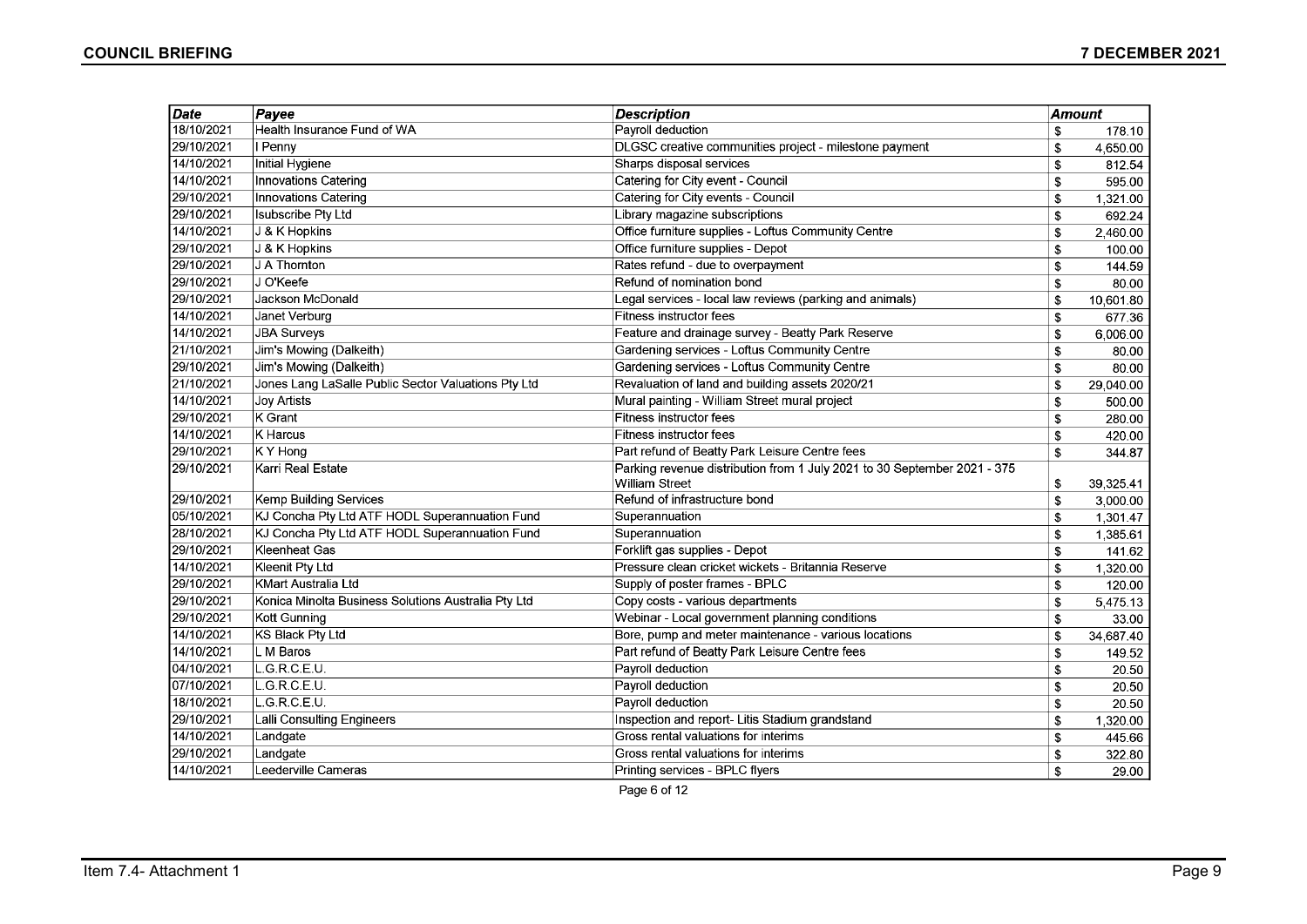| Date | Payee | Description | Amount |
|---|---|---|---|
| 18/10/2021 | Health Insurance Fund of WA | Payroll deduction | $ 178.10 |
| 29/10/2021 | I Penny | DLGSC creative communities project - milestone payment | $ 4,650.00 |
| 14/10/2021 | Initial Hygiene | Sharps disposal services | $ 812.54 |
| 14/10/2021 | Innovations Catering | Catering for City event - Council | $ 595.00 |
| 29/10/2021 | Innovations Catering | Catering for City events - Council | $ 1,321.00 |
| 29/10/2021 | Isubscribe Pty Ltd | Library magazine subscriptions | $ 692.24 |
| 14/10/2021 | J & K Hopkins | Office furniture supplies - Loftus Community Centre | $ 2,460.00 |
| 29/10/2021 | J & K Hopkins | Office furniture supplies - Depot | $ 100.00 |
| 29/10/2021 | J A Thornton | Rates refund - due to overpayment | $ 144.59 |
| 29/10/2021 | J O'Keefe | Refund of nomination bond | $ 80.00 |
| 29/10/2021 | Jackson McDonald | Legal services - local law reviews (parking and animals) | $ 10,601.80 |
| 14/10/2021 | Janet Verburg | Fitness instructor fees | $ 677.36 |
| 14/10/2021 | JBA Surveys | Feature and drainage survey - Beatty Park Reserve | $ 6,006.00 |
| 21/10/2021 | Jim's Mowing (Dalkeith) | Gardening services - Loftus Community Centre | $ 80.00 |
| 29/10/2021 | Jim's Mowing (Dalkeith) | Gardening services - Loftus Community Centre | $ 80.00 |
| 21/10/2021 | Jones Lang LaSalle Public Sector Valuations Pty Ltd | Revaluation of land and building assets 2020/21 | $ 29,040.00 |
| 14/10/2021 | Joy Artists | Mural painting - William Street mural project | $ 500.00 |
| 29/10/2021 | K Grant | Fitness instructor fees | $ 280.00 |
| 14/10/2021 | K Harcus | Fitness instructor fees | $ 420.00 |
| 29/10/2021 | K Y Hong | Part refund of Beatty Park Leisure Centre fees | $ 344.87 |
| 29/10/2021 | Karri Real Estate | Parking revenue distribution from 1 July 2021 to 30 September 2021 - 375 William Street | $ 39,325.41 |
| 29/10/2021 | Kemp Building Services | Refund of infrastructure bond | $ 3,000.00 |
| 05/10/2021 | KJ Concha Pty Ltd ATF HODL Superannuation Fund | Superannuation | $ 1,301.47 |
| 28/10/2021 | KJ Concha Pty Ltd ATF HODL Superannuation Fund | Superannuation | $ 1,385.61 |
| 29/10/2021 | Kleenheat Gas | Forklift gas supplies - Depot | $ 141.62 |
| 14/10/2021 | Kleenit Pty Ltd | Pressure clean cricket wickets - Britannia Reserve | $ 1,320.00 |
| 29/10/2021 | KMart Australia Ltd | Supply of poster frames - BPLC | $ 120.00 |
| 29/10/2021 | Konica Minolta Business Solutions Australia Pty Ltd | Copy costs - various departments | $ 5,475.13 |
| 29/10/2021 | Kott Gunning | Webinar - Local government planning conditions | $ 33.00 |
| 14/10/2021 | KS Black Pty Ltd | Bore, pump and meter maintenance - various locations | $ 34,687.40 |
| 14/10/2021 | L M Baros | Part refund of Beatty Park Leisure Centre fees | $ 149.52 |
| 04/10/2021 | L.G.R.C.E.U. | Payroll deduction | $ 20.50 |
| 07/10/2021 | L.G.R.C.E.U. | Payroll deduction | $ 20.50 |
| 18/10/2021 | L.G.R.C.E.U. | Payroll deduction | $ 20.50 |
| 29/10/2021 | Lalli Consulting Engineers | Inspection and report- Litis Stadium grandstand | $ 1,320.00 |
| 14/10/2021 | Landgate | Gross rental valuations for interims | $ 445.66 |
| 29/10/2021 | Landgate | Gross rental valuations for interims | $ 322.80 |
| 14/10/2021 | Leederville Cameras | Printing services - BPLC flyers | $ 29.00 |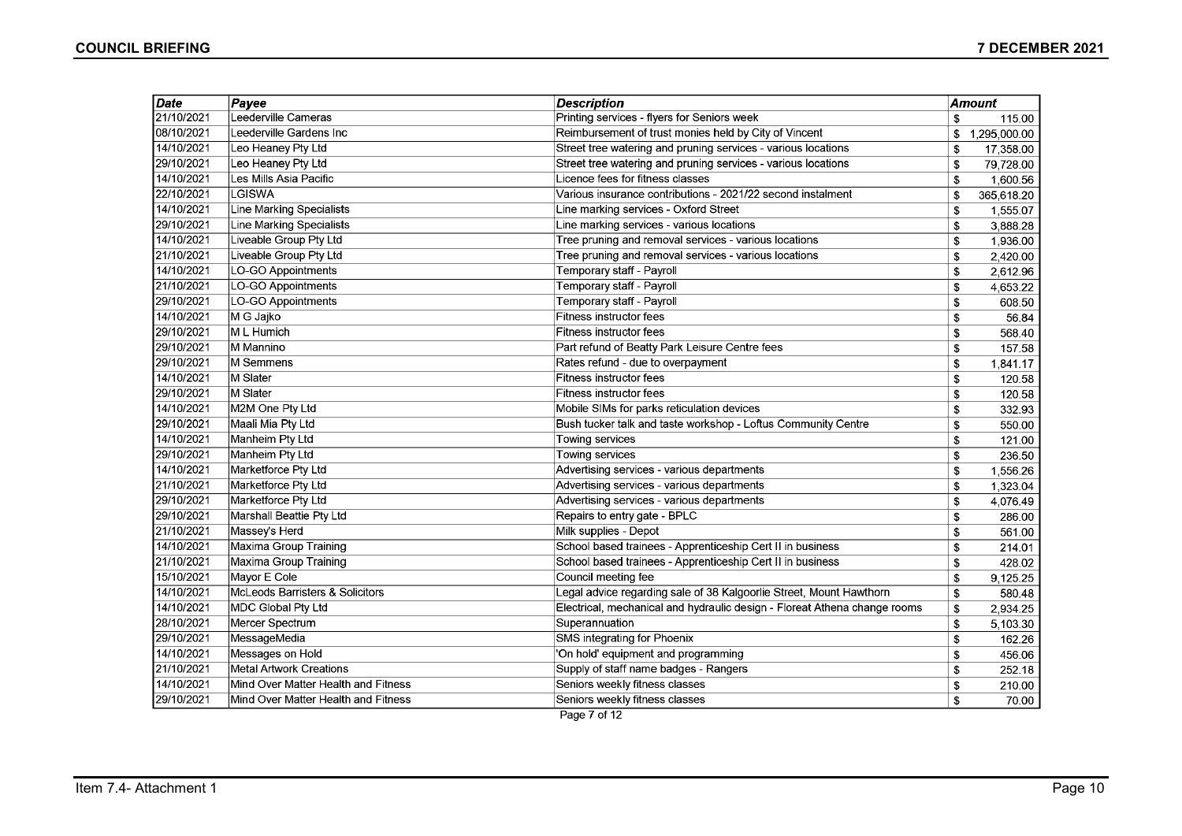| Date | Payee | Description | Amount |
|---|---|---|---|
| 21/10/2021 | Leederville Cameras | Printing services - flyers for Seniors week | $ 115.00 |
| 08/10/2021 | Leederville Gardens Inc | Reimbursement of trust monies held by City of Vincent | $ 1,295,000.00 |
| 14/10/2021 | Leo Heaney Pty Ltd | Street tree watering and pruning services - various locations | $ 17,358.00 |
| 29/10/2021 | Leo Heaney Pty Ltd | Street tree watering and pruning services - various locations | $ 79,728.00 |
| 14/10/2021 | Les Mills Asia Pacific | Licence fees for fitness classes | $ 1,600.56 |
| 22/10/2021 | LGISWA | Various insurance contributions - 2021/22 second instalment | $ 365,618.20 |
| 14/10/2021 | Line Marking Specialists | Line marking services - Oxford Street | $ 1,555.07 |
| 29/10/2021 | Line Marking Specialists | Line marking services - various locations | $ 3,888.28 |
| 14/10/2021 | Liveable Group Pty Ltd | Tree pruning and removal services - various locations | $ 1,936.00 |
| 21/10/2021 | Liveable Group Pty Ltd | Tree pruning and removal services - various locations | $ 2,420.00 |
| 14/10/2021 | LO-GO Appointments | Temporary staff - Payroll | $ 2,612.96 |
| 21/10/2021 | LO-GO Appointments | Temporary staff - Payroll | $ 4,653.22 |
| 29/10/2021 | LO-GO Appointments | Temporary staff - Payroll | $ 608.50 |
| 14/10/2021 | M G Jajko | Fitness instructor fees | $ 56.84 |
| 29/10/2021 | M L Humich | Fitness instructor fees | $ 568.40 |
| 29/10/2021 | M Mannino | Part refund of Beatty Park Leisure Centre fees | $ 157.58 |
| 29/10/2021 | M Semmens | Rates refund - due to overpayment | $ 1,841.17 |
| 14/10/2021 | M Slater | Fitness instructor fees | $ 120.58 |
| 29/10/2021 | M Slater | Fitness instructor fees | $ 120.58 |
| 14/10/2021 | M2M One Pty Ltd | Mobile SIMs for parks reticulation devices | $ 332.93 |
| 29/10/2021 | Maali Mia Pty Ltd | Bush tucker talk and taste workshop - Loftus Community Centre | $ 550.00 |
| 14/10/2021 | Manheim Pty Ltd | Towing services | $ 121.00 |
| 29/10/2021 | Manheim Pty Ltd | Towing services | $ 236.50 |
| 14/10/2021 | Marketforce Pty Ltd | Advertising services - various departments | $ 1,556.26 |
| 21/10/2021 | Marketforce Pty Ltd | Advertising services - various departments | $ 1,323.04 |
| 29/10/2021 | Marketforce Pty Ltd | Advertising services - various departments | $ 4,076.49 |
| 29/10/2021 | Marshall Beattie Pty Ltd | Repairs to entry gate - BPLC | $ 286.00 |
| 21/10/2021 | Massey's Herd | Milk supplies - Depot | $ 561.00 |
| 14/10/2021 | Maxima Group Training | School based trainees - Apprenticeship Cert II in business | $ 214.01 |
| 21/10/2021 | Maxima Group Training | School based trainees - Apprenticeship Cert II in business | $ 428.02 |
| 15/10/2021 | Mayor E Cole | Council meeting fee | $ 9,125.25 |
| 14/10/2021 | McLeods Barristers & Solicitors | Legal advice regarding sale of 38 Kalgoorlie Street, Mount Hawthorn | $ 580.48 |
| 14/10/2021 | MDC Global Pty Ltd | Electrical, mechanical and hydraulic design - Floreat Athena change rooms | $ 2,934.25 |
| 28/10/2021 | Mercer Spectrum | Superannuation | $ 5,103.30 |
| 29/10/2021 | MessageMedia | SMS integrating for Phoenix | $ 162.26 |
| 14/10/2021 | Messages on Hold | 'On hold' equipment and programming | $ 456.06 |
| 21/10/2021 | Metal Artwork Creations | Supply of staff name badges - Rangers | $ 252.18 |
| 14/10/2021 | Mind Over Matter Health and Fitness | Seniors weekly fitness classes | $ 210.00 |
| 29/10/2021 | Mind Over Matter Health and Fitness | Seniors weekly fitness classes | $ 70.00 |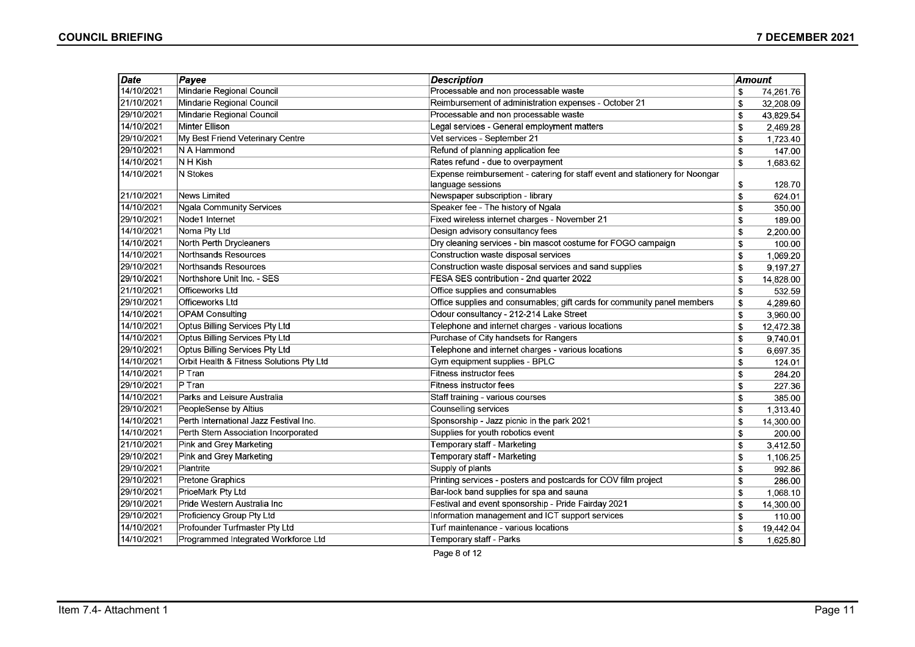| Date | Payee | Description | Amount |
|---|---|---|---|
| 14/10/2021 | Mindarie Regional Council | Processable and non processable waste | $ 74,261.76 |
| 21/10/2021 | Mindarie Regional Council | Reimbursement of administration expenses - October 21 | $ 32,208.09 |
| 29/10/2021 | Mindarie Regional Council | Processable and non processable waste | $ 43,829.54 |
| 14/10/2021 | Minter Ellison | Legal services - General employment matters | $ 2,469.28 |
| 29/10/2021 | My Best Friend Veterinary Centre | Vet services - September 21 | $ 1,723.40 |
| 29/10/2021 | N A Hammond | Refund of planning application fee | $ 147.00 |
| 14/10/2021 | N H Kish | Rates refund - due to overpayment | $ 1,683.62 |
| 14/10/2021 | N Stokes | Expense reimbursement - catering for staff event and stationery for Noongar language sessions | $ 128.70 |
| 21/10/2021 | News Limited | Newspaper subscription - library | $ 624.01 |
| 14/10/2021 | Ngala Community Services | Speaker fee - The history of Ngala | $ 350.00 |
| 29/10/2021 | Node1 Internet | Fixed wireless internet charges - November 21 | $ 189.00 |
| 14/10/2021 | Noma Pty Ltd | Design advisory consultancy fees | $ 2,200.00 |
| 14/10/2021 | North Perth Drycleaners | Dry cleaning services - bin mascot costume for FOGO campaign | $ 100.00 |
| 14/10/2021 | Northsands Resources | Construction waste disposal services | $ 1,069.20 |
| 29/10/2021 | Northsands Resources | Construction waste disposal services and sand supplies | $ 9,197.27 |
| 29/10/2021 | Northshore Unit Inc. - SES | FESA SES contribution - 2nd quarter 2022 | $ 14,828.00 |
| 21/10/2021 | Officeworks Ltd | Office supplies and consumables | $ 532.59 |
| 29/10/2021 | Officeworks Ltd | Office supplies and consumables; gift cards for community panel members | $ 4,289.60 |
| 14/10/2021 | OPAM Consulting | Odour consultancy - 212-214 Lake Street | $ 3,960.00 |
| 14/10/2021 | Optus Billing Services Pty Ltd | Telephone and internet charges - various locations | $ 12,472.38 |
| 14/10/2021 | Optus Billing Services Pty Ltd | Purchase of City handsets for Rangers | $ 9,740.01 |
| 29/10/2021 | Optus Billing Services Pty Ltd | Telephone and internet charges - various locations | $ 6,697.35 |
| 14/10/2021 | Orbit Health & Fitness Solutions Pty Ltd | Gym equipment supplies - BPLC | $ 124.01 |
| 14/10/2021 | P Tran | Fitness instructor fees | $ 284.20 |
| 29/10/2021 | P Tran | Fitness instructor fees | $ 227.36 |
| 14/10/2021 | Parks and Leisure Australia | Staff training - various courses | $ 385.00 |
| 29/10/2021 | PeopleSense by Altius | Counselling services | $ 1,313.40 |
| 14/10/2021 | Perth International Jazz Festival Inc. | Sponsorship - Jazz picnic in the park 2021 | $ 14,300.00 |
| 14/10/2021 | Perth Stem Association Incorporated | Supplies for youth robotics event | $ 200.00 |
| 21/10/2021 | Pink and Grey Marketing | Temporary staff - Marketing | $ 3,412.50 |
| 29/10/2021 | Pink and Grey Marketing | Temporary staff - Marketing | $ 1,106.25 |
| 29/10/2021 | Plantrite | Supply of plants | $ 992.86 |
| 29/10/2021 | Pretone Graphics | Printing services - posters and postcards for COV film project | $ 286.00 |
| 29/10/2021 | PriceMark Pty Ltd | Bar-lock band supplies for spa and sauna | $ 1,068.10 |
| 29/10/2021 | Pride Western Australia Inc | Festival and event sponsorship - Pride Fairday 2021 | $ 14,300.00 |
| 29/10/2021 | Proficiency Group Pty Ltd | Information management and ICT support services | $ 110.00 |
| 14/10/2021 | Profounder Turfmaster Pty Ltd | Turf maintenance - various locations | $ 19,442.04 |
| 14/10/2021 | Programmed Integrated Workforce Ltd | Temporary staff - Parks | $ 1,625.80 |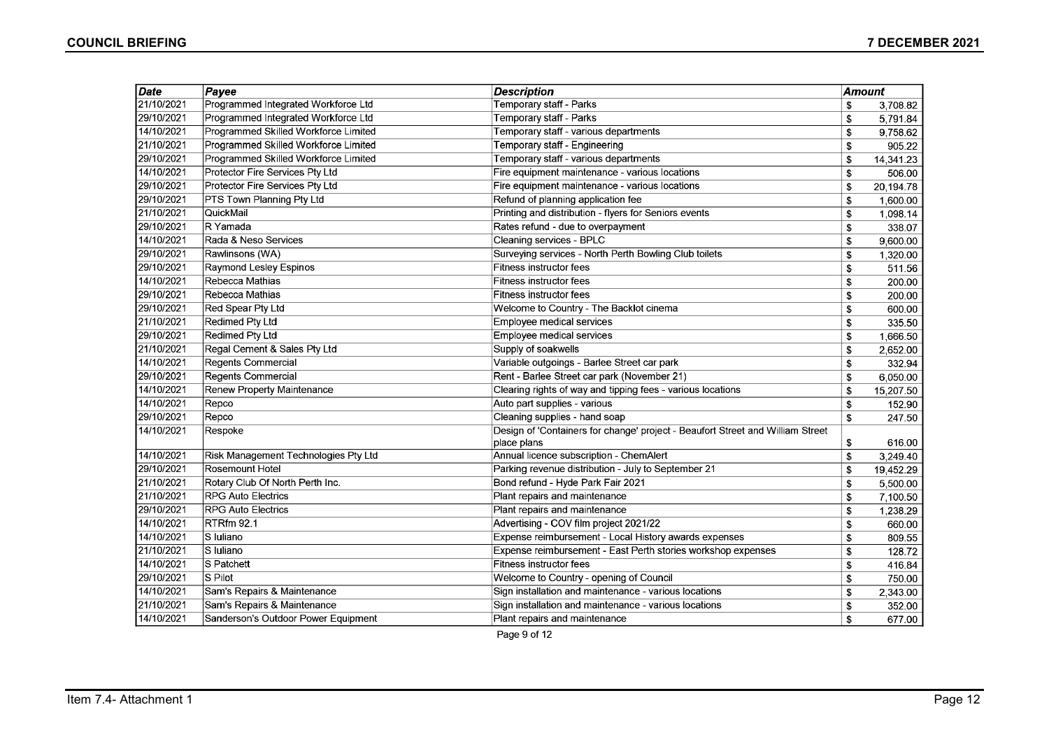| Date | Payee | Description | Amount |
|---|---|---|---|
| 21/10/2021 | Programmed Integrated Workforce Ltd | Temporary staff - Parks | $ 3,708.82 |
| 29/10/2021 | Programmed Integrated Workforce Ltd | Temporary staff - Parks | $ 5,791.84 |
| 14/10/2021 | Programmed Skilled Workforce Limited | Temporary staff - various departments | $ 9,758.62 |
| 21/10/2021 | Programmed Skilled Workforce Limited | Temporary staff - Engineering | $ 905.22 |
| 29/10/2021 | Programmed Skilled Workforce Limited | Temporary staff - various departments | $ 14,341.23 |
| 14/10/2021 | Protector Fire Services Pty Ltd | Fire equipment maintenance - various locations | $ 506.00 |
| 29/10/2021 | Protector Fire Services Pty Ltd | Fire equipment maintenance - various locations | $ 20,194.78 |
| 29/10/2021 | PTS Town Planning Pty Ltd | Refund of planning application fee | $ 1,600.00 |
| 21/10/2021 | QuickMail | Printing and distribution - flyers for Seniors events | $ 1,098.14 |
| 29/10/2021 | R Yamada | Rates refund - due to overpayment | $ 338.07 |
| 14/10/2021 | Rada & Neso Services | Cleaning services - BPLC | $ 9,600.00 |
| 29/10/2021 | Rawlinsons (WA) | Surveying services - North Perth Bowling Club toilets | $ 1,320.00 |
| 29/10/2021 | Raymond Lesley Espinos | Fitness instructor fees | $ 511.56 |
| 14/10/2021 | Rebecca Mathias | Fitness instructor fees | $ 200.00 |
| 29/10/2021 | Rebecca Mathias | Fitness instructor fees | $ 200.00 |
| 29/10/2021 | Red Spear Pty Ltd | Welcome to Country - The Backlot cinema | $ 600.00 |
| 21/10/2021 | Redimed Pty Ltd | Employee medical services | $ 335.50 |
| 29/10/2021 | Redimed Pty Ltd | Employee medical services | $ 1,666.50 |
| 21/10/2021 | Regal Cement & Sales Pty Ltd | Supply of soakwells | $ 2,652.00 |
| 14/10/2021 | Regents Commercial | Variable outgoings - Barlee Street car park | $ 332.94 |
| 29/10/2021 | Regents Commercial | Rent - Barlee Street car park (November 21) | $ 6,050.00 |
| 14/10/2021 | Renew Property Maintenance | Clearing rights of way and tipping fees - various locations | $ 15,207.50 |
| 14/10/2021 | Repco | Auto part supplies - various | $ 152.90 |
| 29/10/2021 | Repco | Cleaning supplies - hand soap | $ 247.50 |
| 14/10/2021 | Respoke | Design of 'Containers for change' project - Beaufort Street and William Street place plans | $ 616.00 |
| 14/10/2021 | Risk Management Technologies Pty Ltd | Annual licence subscription - ChemAlert | $ 3,249.40 |
| 29/10/2021 | Rosemount Hotel | Parking revenue distribution - July to September 21 | $ 19,452.29 |
| 21/10/2021 | Rotary Club Of North Perth Inc. | Bond refund - Hyde Park Fair 2021 | $ 5,500.00 |
| 21/10/2021 | RPG Auto Electrics | Plant repairs and maintenance | $ 7,100.50 |
| 29/10/2021 | RPG Auto Electrics | Plant repairs and maintenance | $ 1,238.29 |
| 14/10/2021 | RTRfm 92.1 | Advertising - COV film project 2021/22 | $ 660.00 |
| 14/10/2021 | S Iuliano | Expense reimbursement - Local History awards expenses | $ 809.55 |
| 21/10/2021 | S Iuliano | Expense reimbursement - East Perth stories workshop expenses | $ 128.72 |
| 14/10/2021 | S Patchett | Fitness instructor fees | $ 416.84 |
| 29/10/2021 | S Pilot | Welcome to Country - opening of Council | $ 750.00 |
| 14/10/2021 | Sam's Repairs & Maintenance | Sign installation and maintenance - various locations | $ 2,343.00 |
| 21/10/2021 | Sam's Repairs & Maintenance | Sign installation and maintenance - various locations | $ 352.00 |
| 14/10/2021 | Sanderson's Outdoor Power Equipment | Plant repairs and maintenance | $ 677.00 |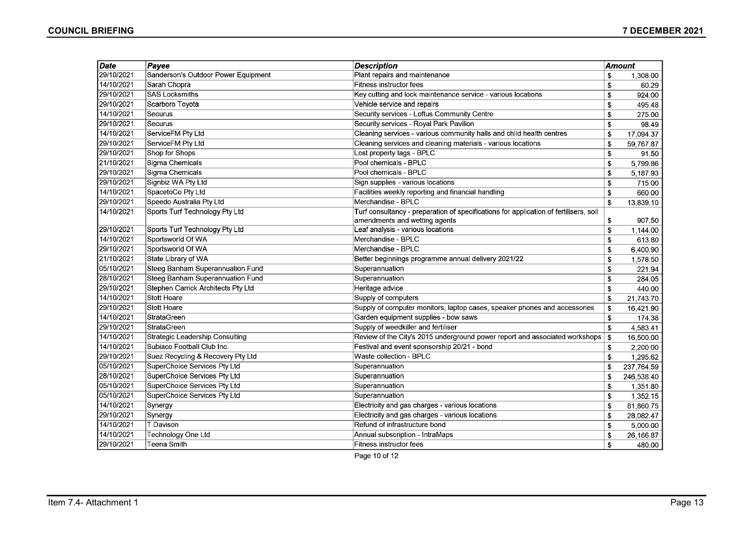| Date | Payee | Description | Amount |
|---|---|---|---|
| 29/10/2021 | Sanderson's Outdoor Power Equipment | Plant repairs and maintenance | $ 1,308.00 |
| 14/10/2021 | Sarah Chopra | Fitness instructor fees | $ 60.29 |
| 29/10/2021 | SAS Locksmiths | Key cutting and lock maintenance service - various locations | $ 924.00 |
| 29/10/2021 | Scarboro Toyota | Vehicle service and repairs | $ 495.48 |
| 14/10/2021 | Securus | Security services - Loftus Community Centre | $ 275.00 |
| 29/10/2021 | Securus | Security services - Royal Park Pavilion | $ 98.49 |
| 14/10/2021 | ServiceFM Pty Ltd | Cleaning services - various community halls and child health centres | $ 17,094.37 |
| 29/10/2021 | ServiceFM Pty Ltd | Cleaning services and cleaning materials - various locations | $ 59,767.87 |
| 29/10/2021 | Shop for Shops | Lost property tags - BPLC | $ 91.50 |
| 21/10/2021 | Sigma Chemicals | Pool chemicals - BPLC | $ 5,799.86 |
| 29/10/2021 | Sigma Chemicals | Pool chemicals - BPLC | $ 5,187.93 |
| 29/10/2021 | Signbiz WA Pty Ltd | Sign supplies - various locations | $ 715.00 |
| 14/10/2021 | SpacetoCo Pty Ltd | Facilities weekly reporting and financial handling | $ 660.00 |
| 29/10/2021 | Speedo Australia Pty Ltd | Merchandise - BPLC | $ 13,839.10 |
| 14/10/2021 | Sports Turf Technology Pty Ltd | Turf consultancy - preparation of specifications for application of fertilisers, soil amendments and wetting agents | $ 907.50 |
| 29/10/2021 | Sports Turf Technology Pty Ltd | Leaf analysis - various locations | $ 1,144.00 |
| 14/10/2021 | Sportsworld Of WA | Merchandise - BPLC | $ 613.80 |
| 29/10/2021 | Sportsworld Of WA | Merchandise - BPLC | $ 6,400.90 |
| 21/10/2021 | State Library of WA | Better beginnings programme annual delivery 2021/22 | $ 1,578.50 |
| 05/10/2021 | Steeg Banham Superannuation Fund | Superannuation | $ 221.94 |
| 28/10/2021 | Steeg Banham Superannuation Fund | Superannuation | $ 284.05 |
| 29/10/2021 | Stephen Carrick Architects Pty Ltd | Heritage advice | $ 440.00 |
| 14/10/2021 | Stott Hoare | Supply of computers | $ 21,743.70 |
| 29/10/2021 | Stott Hoare | Supply of computer monitors, laptop cases, speaker phones and accessories | $ 16,421.90 |
| 14/10/2021 | StrataGreen | Garden equipment supplies - bow saws | $ 174.38 |
| 29/10/2021 | StrataGreen | Supply of weedkiller and fertiliser | $ 4,583.41 |
| 14/10/2021 | Strategic Leadership Consulting | Review of the City's 2015 underground power report and associated workshops | $ 16,500.00 |
| 14/10/2021 | Subiaco Football Club Inc. | Festival and event sponsorship 20/21 - bond | $ 2,200.00 |
| 29/10/2021 | Suez Recycling & Recovery Pty Ltd | Waste collection - BPLC | $ 1,295.62 |
| 05/10/2021 | SuperChoice Services Pty Ltd | Superannuation | $ 237,764.59 |
| 28/10/2021 | SuperChoice Services Pty Ltd | Superannuation | $ 246,538.40 |
| 05/10/2021 | SuperChoice Services Pty Ltd | Superannuation | $ 1,351.80 |
| 05/10/2021 | SuperChoice Services Pty Ltd | Superannuation | $ 1,352.15 |
| 14/10/2021 | Synergy | Electricity and gas charges - various locations | $ 81,860.75 |
| 29/10/2021 | Synergy | Electricity and gas charges - various locations | $ 28,082.47 |
| 14/10/2021 | T Davison | Refund of infrastructure bond | $ 5,000.00 |
| 14/10/2021 | Technology One Ltd | Annual subscription - IntraMaps | $ 26,166.87 |
| 29/10/2021 | Teena Smith | Fitness instructor fees | $ 480.00 |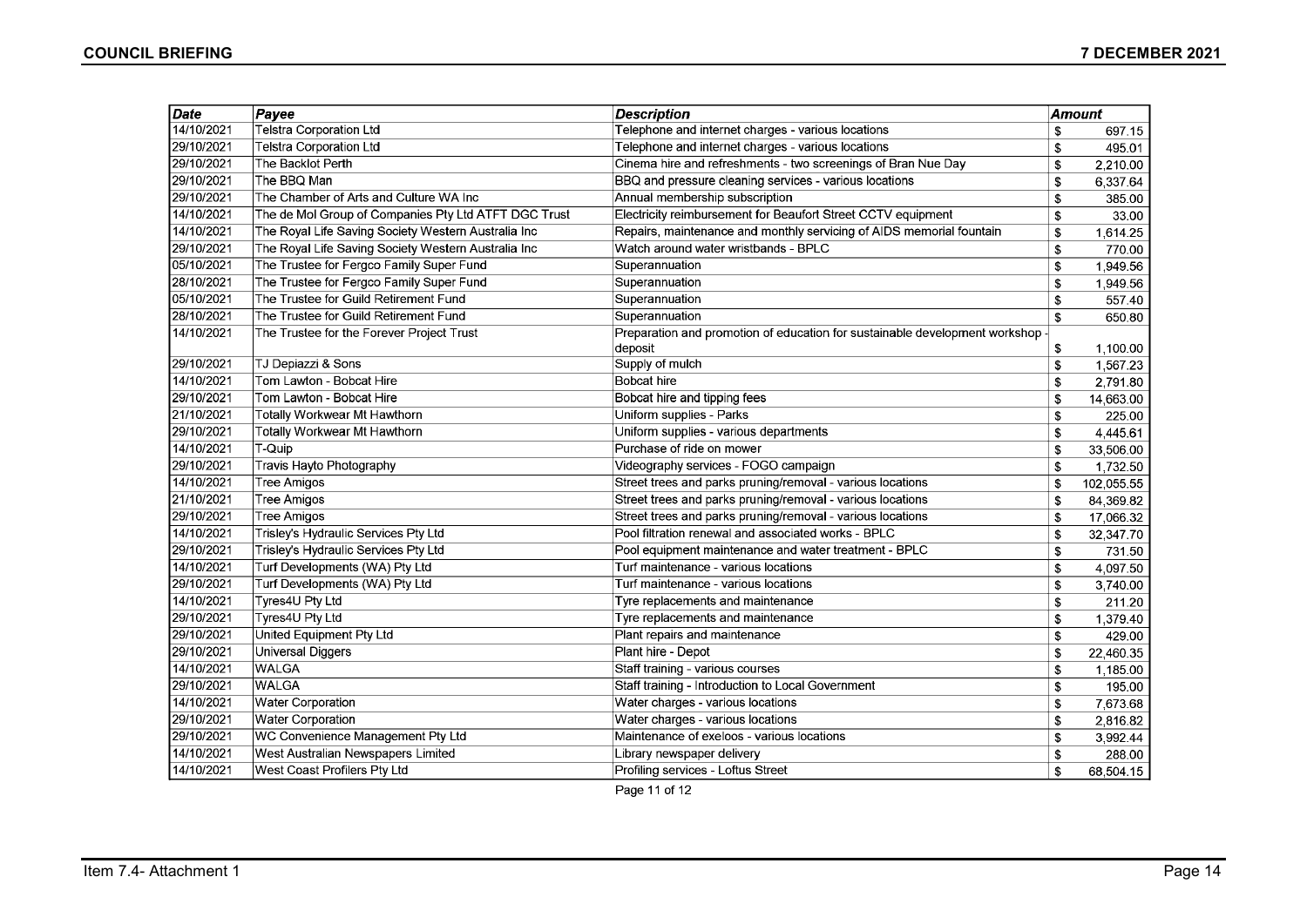| Date | Payee | Description | Amount |
|---|---|---|---|
| 14/10/2021 | Telstra Corporation Ltd | Telephone and internet charges - various locations | $ 697.15 |
| 29/10/2021 | Telstra Corporation Ltd | Telephone and internet charges - various locations | $ 495.01 |
| 29/10/2021 | The Backlot Perth | Cinema hire and refreshments - two screenings of Bran Nue Day | $ 2,210.00 |
| 29/10/2021 | The BBQ Man | BBQ and pressure cleaning services - various locations | $ 6,337.64 |
| 29/10/2021 | The Chamber of Arts and Culture WA Inc | Annual membership subscription | $ 385.00 |
| 14/10/2021 | The de Mol Group of Companies Pty Ltd ATFT DGC Trust | Electricity reimbursement for Beaufort Street CCTV equipment | $ 33.00 |
| 14/10/2021 | The Royal Life Saving Society Western Australia Inc | Repairs, maintenance and monthly servicing of AIDS memorial fountain | $ 1,614.25 |
| 29/10/2021 | The Royal Life Saving Society Western Australia Inc | Watch around water wristbands - BPLC | $ 770.00 |
| 05/10/2021 | The Trustee for Fergco Family Super Fund | Superannuation | $ 1,949.56 |
| 28/10/2021 | The Trustee for Fergco Family Super Fund | Superannuation | $ 1,949.56 |
| 05/10/2021 | The Trustee for Guild Retirement Fund | Superannuation | $ 557.40 |
| 28/10/2021 | The Trustee for Guild Retirement Fund | Superannuation | $ 650.80 |
| 14/10/2021 | The Trustee for the Forever Project Trust | Preparation and promotion of education for sustainable development workshop - deposit | $ 1,100.00 |
| 29/10/2021 | TJ Depiazzi & Sons | Supply of mulch | $ 1,567.23 |
| 14/10/2021 | Tom Lawton - Bobcat Hire | Bobcat hire | $ 2,791.80 |
| 29/10/2021 | Tom Lawton - Bobcat Hire | Bobcat hire and tipping fees | $ 14,663.00 |
| 21/10/2021 | Totally Workwear Mt Hawthorn | Uniform supplies - Parks | $ 225.00 |
| 29/10/2021 | Totally Workwear Mt Hawthorn | Uniform supplies - various departments | $ 4,445.61 |
| 14/10/2021 | T-Quip | Purchase of ride on mower | $ 33,506.00 |
| 29/10/2021 | Travis Hayto Photography | Videography services - FOGO campaign | $ 1,732.50 |
| 14/10/2021 | Tree Amigos | Street trees and parks pruning/removal - various locations | $ 102,055.55 |
| 21/10/2021 | Tree Amigos | Street trees and parks pruning/removal - various locations | $ 84,369.82 |
| 29/10/2021 | Tree Amigos | Street trees and parks pruning/removal - various locations | $ 17,066.32 |
| 14/10/2021 | Trisley's Hydraulic Services Pty Ltd | Pool filtration renewal and associated works - BPLC | $ 32,347.70 |
| 29/10/2021 | Trisley's Hydraulic Services Pty Ltd | Pool equipment maintenance and water treatment - BPLC | $ 731.50 |
| 14/10/2021 | Turf Developments (WA) Pty Ltd | Turf maintenance - various locations | $ 4,097.50 |
| 29/10/2021 | Turf Developments (WA) Pty Ltd | Turf maintenance - various locations | $ 3,740.00 |
| 14/10/2021 | Tyres4U Pty Ltd | Tyre replacements and maintenance | $ 211.20 |
| 29/10/2021 | Tyres4U Pty Ltd | Tyre replacements and maintenance | $ 1,379.40 |
| 29/10/2021 | United Equipment Pty Ltd | Plant repairs and maintenance | $ 429.00 |
| 29/10/2021 | Universal Diggers | Plant hire - Depot | $ 22,460.35 |
| 14/10/2021 | WALGA | Staff training - various courses | $ 1,185.00 |
| 29/10/2021 | WALGA | Staff training - Introduction to Local Government | $ 195.00 |
| 14/10/2021 | Water Corporation | Water charges - various locations | $ 7,673.68 |
| 29/10/2021 | Water Corporation | Water charges - various locations | $ 2,816.82 |
| 29/10/2021 | WC Convenience Management Pty Ltd | Maintenance of exeloos - various locations | $ 3,992.44 |
| 14/10/2021 | West Australian Newspapers Limited | Library newspaper delivery | $ 288.00 |
| 14/10/2021 | West Coast Profilers Pty Ltd | Profiling services - Loftus Street | $ 68,504.15 |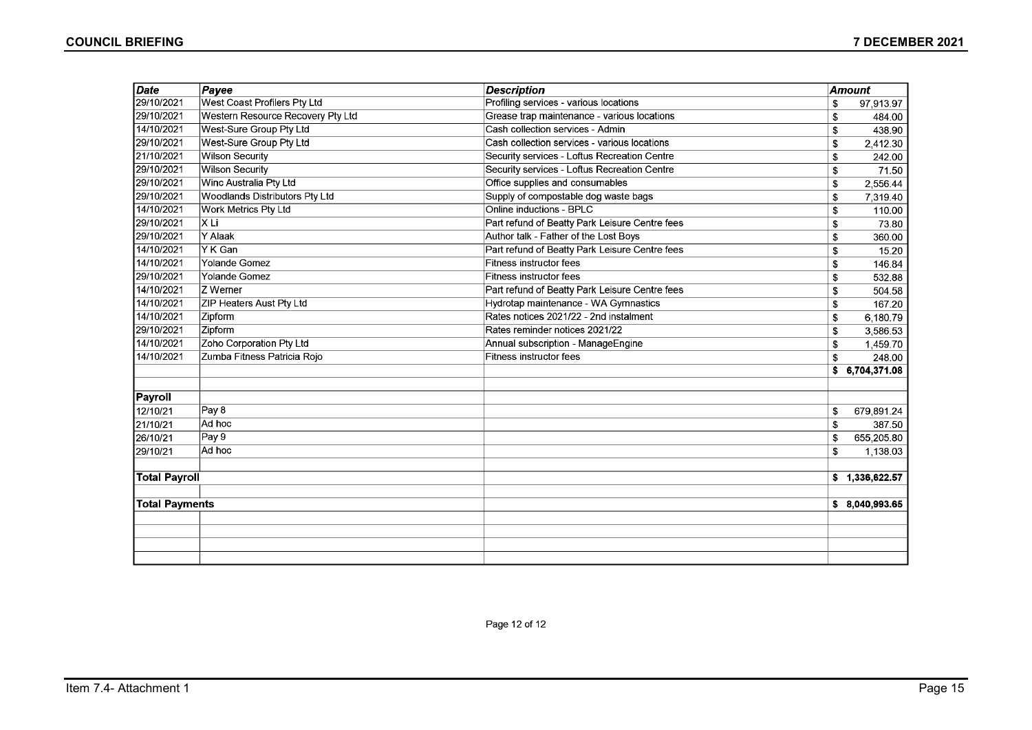| *Date* | *Payee* | *Description* | *Amount* |
| --- | --- | --- | --- |
| 29/10/2021 | West Coast Profilers Pty Ltd | Profiling services - various locations | $ 97,913.97 |
| 29/10/2021 | Western Resource Recovery Pty Ltd | Grease trap maintenance - various locations | $ 484.00 |
| 14/10/2021 | West-Sure Group Pty Ltd | Cash collection services - Admin | $ 438.90 |
| 29/10/2021 | West-Sure Group Pty Ltd | Cash collection services - various locations | $ 2,412.30 |
| 21/10/2021 | Wilson Security | Security services - Loftus Recreation Centre | $ 242.00 |
| 29/10/2021 | Wilson Security | Security services - Loftus Recreation Centre | $ 71.50 |
| 29/10/2021 | Winc Australia Pty Ltd | Office supplies and consumables | $ 2,556.44 |
| 29/10/2021 | Woodlands Distributors Pty Ltd | Supply of compostable dog waste bags | $ 7,319.40 |
| 14/10/2021 | Work Metrics Pty Ltd | Online inductions - BPLC | $ 110.00 |
| 29/10/2021 | X Li | Part refund of Beatty Park Leisure Centre fees | $ 73.80 |
| 29/10/2021 | Y Alaak | Author talk - Father of the Lost Boys | $ 360.00 |
| 14/10/2021 | Y K Gan | Part refund of Beatty Park Leisure Centre fees | $ 15.20 |
| 14/10/2021 | Yolande Gomez | Fitness instructor fees | $ 146.84 |
| 29/10/2021 | Yolande Gomez | Fitness instructor fees | $ 532.88 |
| 14/10/2021 | Z Werner | Part refund of Beatty Park Leisure Centre fees | $ 504.58 |
| 14/10/2021 | ZIP Heaters Aust Pty Ltd | Hydrotap maintenance - WA Gymnastics | $ 167.20 |
| 14/10/2021 | Zipform | Rates notices 2021/22 - 2nd instalment | $ 6,180.79 |
| 29/10/2021 | Zipform | Rates reminder notices 2021/22 | $ 3,586.53 |
| 14/10/2021 | Zoho Corporation Pty Ltd | Annual subscription - ManageEngine | $ 1,459.70 |
| 14/10/2021 | Zumba Fitness Patricia Rojo | Fitness instructor fees | $ 248.00 |
| | | | **$ 6,704,371.08** |
| | | | |
| **Payroll** | | | |
| 12/10/21 | Pay 8 | | $ 679,891.24 |
| 21/10/21 | Ad hoc | | $ 387.50 |
| 26/10/21 | Pay 9 | | $ 655,205.80 |
| 29/10/21 | Ad hoc | | $ 1,138.03 |
| | | | |
| **Total Payroll** | | | **$ 1,336,622.57** |
| | | | |
| **Total Payments** | | | **$ 8,040,993.65** |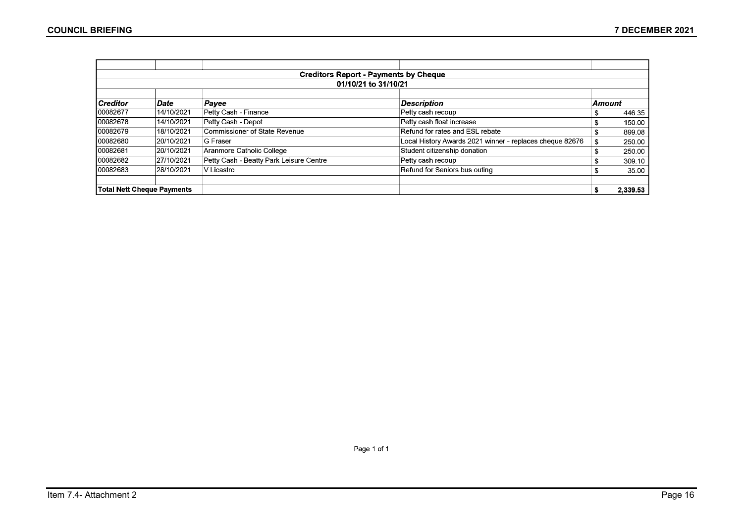**Creditors Report - Payments by Cheque**

**01/10/21 to 31/10/21**

| Creditor | Date | Payee | Description | Amount |
|---|---|---|---|---|
| 00082677 | 14/10/2021 | Petty Cash - Finance | Petty cash recoup | $ 446.35 |
| 00082678 | 14/10/2021 | Petty Cash - Depot | Petty cash float increase | $ 150.00 |
| 00082679 | 18/10/2021 | Commissioner of State Revenue | Refund for rates and ESL rebate | $ 899.08 |
| 00082680 | 20/10/2021 | G Fraser | Local History Awards 2021 winner - replaces cheque 82676 | $ 250.00 |
| 00082681 | 20/10/2021 | Aranmore Catholic College | Student citizenship donation | $ 250.00 |
| 00082682 | 27/10/2021 | Petty Cash - Beatty Park Leisure Centre | Petty cash recoup | $ 309.10 |
| 00082683 | 28/10/2021 | V Licastro | Refund for Seniors bus outing | $ 35.00 |
| | | | | |
| **Total Nett Cheque Payments** | | | | **$ 2,339.53** |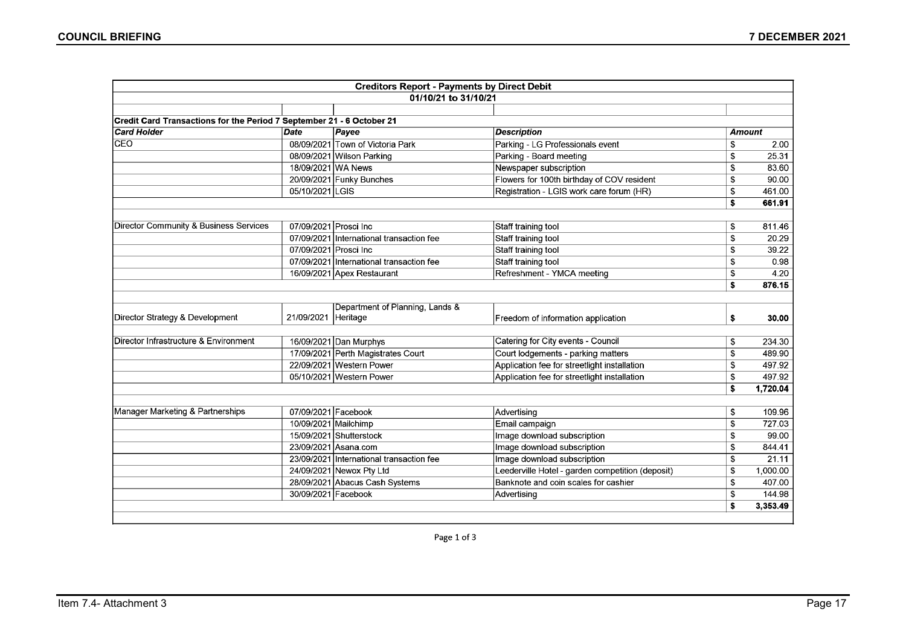| Creditors Report - Payments by Direct Debit | | | | |
|---|---|---|---|---|
| 01/10/21 to 31/10/21 | | | | |
| | | | | |
| **Credit Card Transactions for the Period 7 September 21 - 6 October 21** | | | | |
| ***Card Holder*** | ***Date*** | ***Payee*** | ***Description*** | ***Amount*** |
| CEO | 08/09/2021 | Town of Victoria Park | Parking - LG Professionals event | $ 2.00 |
| | 08/09/2021 | Wilson Parking | Parking - Board meeting | $ 25.31 |
| | 18/09/2021 | WA News | Newspaper subscription | $ 83.60 |
| | 20/09/2021 | Funky Bunches | Flowers for 100th birthday of COV resident | $ 90.00 |
| | 05/10/2021 | LGIS | Registration - LGIS work care forum (HR) | $ 461.00 |
| | | | | **$ 661.91** |
| | | | | |
| Director Community & Business Services | 07/09/2021 | Prosci Inc | Staff training tool | $ 811.46 |
| | 07/09/2021 | International transaction fee | Staff training tool | $ 20.29 |
| | 07/09/2021 | Prosci Inc | Staff training tool | $ 39.22 |
| | 07/09/2021 | International transaction fee | Staff training tool | $ 0.98 |
| | 16/09/2021 | Apex Restaurant | Refreshment - YMCA meeting | $ 4.20 |
| | | | | **$ 876.15** |
| | | | | |
| Director Strategy & Development | 21/09/2021 | Department of Planning, Lands & Heritage | Freedom of information application | **$ 30.00** |
| | | | | |
| Director Infrastructure & Environment | 16/09/2021 | Dan Murphys | Catering for City events - Council | $ 234.30 |
| | 17/09/2021 | Perth Magistrates Court | Court lodgements - parking matters | $ 489.90 |
| | 22/09/2021 | Western Power | Application fee for streetlight installation | $ 497.92 |
| | 05/10/2021 | Western Power | Application fee for streetlight installation | $ 497.92 |
| | | | | **$ 1,720.04** |
| | | | | |
| Manager Marketing & Partnerships | 07/09/2021 | Facebook | Advertising | $ 109.96 |
| | 10/09/2021 | Mailchimp | Email campaign | $ 727.03 |
| | 15/09/2021 | Shutterstock | Image download subscription | $ 99.00 |
| | 23/09/2021 | Asana.com | Image download subscription | $ 844.41 |
| | 23/09/2021 | International transaction fee | Image download subscription | $ 21.11 |
| | 24/09/2021 | Newox Pty Ltd | Leederville Hotel - garden competition (deposit) | $ 1,000.00 |
| | 28/09/2021 | Abacus Cash Systems | Banknote and coin scales for cashier | $ 407.00 |
| | 30/09/2021 | Facebook | Advertising | $ 144.98 |
| | | | | **$ 3,353.49** |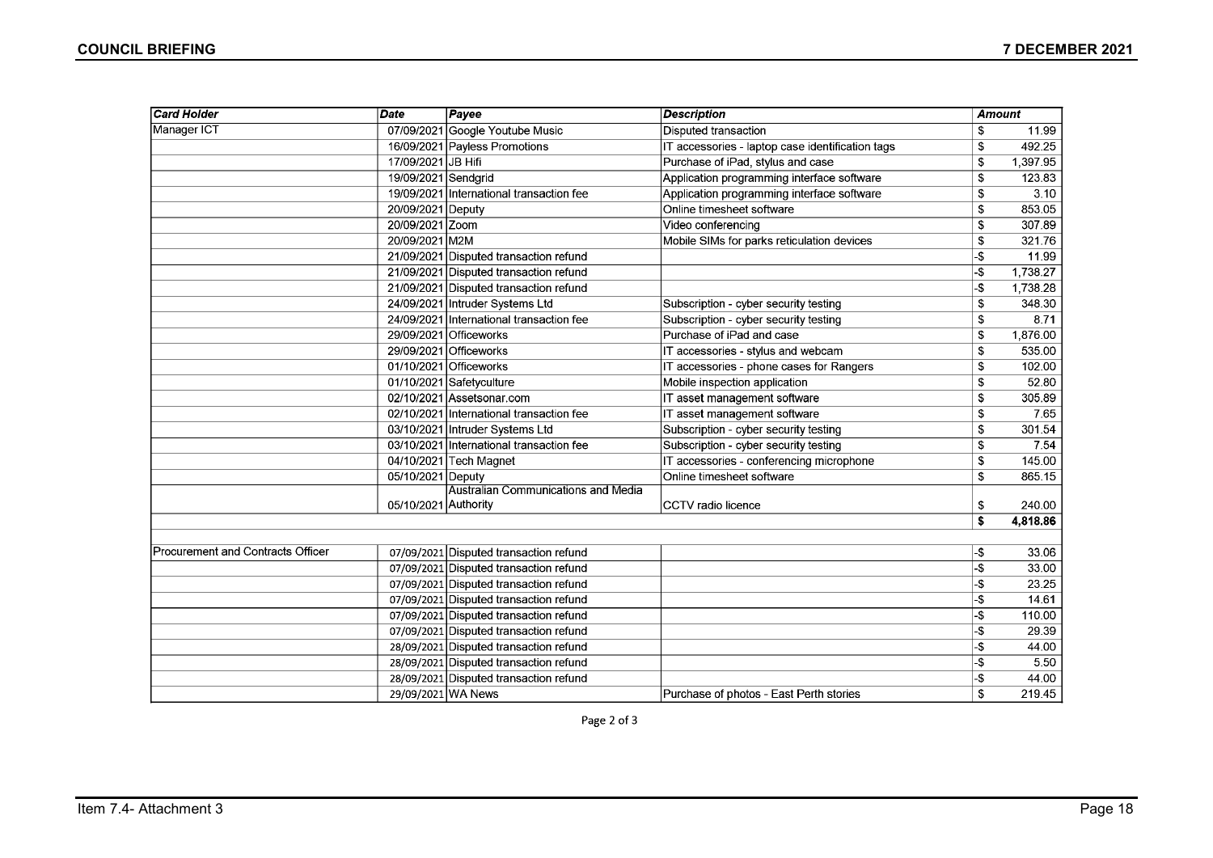| *Card Holder* | *Date* | *Payee* | *Description* | *Amount* |
|---|---|---|---|---|
| Manager ICT | 07/09/2021 | Google Youtube Music | Disputed transaction | $ 11.99 |
| | 16/09/2021 | Payless Promotions | IT accessories - laptop case identification tags | $ 492.25 |
| | 17/09/2021 | JB Hifi | Purchase of iPad, stylus and case | $ 1,397.95 |
| | 19/09/2021 | Sendgrid | Application programming interface software | $ 123.83 |
| | 19/09/2021 | International transaction fee | Application programming interface software | $ 3.10 |
| | 20/09/2021 | Deputy | Online timesheet software | $ 853.05 |
| | 20/09/2021 | Zoom | Video conferencing | $ 307.89 |
| | 20/09/2021 | M2M | Mobile SIMs for parks reticulation devices | $ 321.76 |
| | 21/09/2021 | Disputed transaction refund | | -$ 11.99 |
| | 21/09/2021 | Disputed transaction refund | | -$ 1,738.27 |
| | 21/09/2021 | Disputed transaction refund | | -$ 1,738.28 |
| | 24/09/2021 | Intruder Systems Ltd | Subscription - cyber security testing | $ 348.30 |
| | 24/09/2021 | International transaction fee | Subscription - cyber security testing | $ 8.71 |
| | 29/09/2021 | Officeworks | Purchase of iPad and case | $ 1,876.00 |
| | 29/09/2021 | Officeworks | IT accessories - stylus and webcam | $ 535.00 |
| | 01/10/2021 | Officeworks | IT accessories - phone cases for Rangers | $ 102.00 |
| | 01/10/2021 | Safetyculture | Mobile inspection application | $ 52.80 |
| | 02/10/2021 | Assetsonar.com | IT asset management software | $ 305.89 |
| | 02/10/2021 | International transaction fee | IT asset management software | $ 7.65 |
| | 03/10/2021 | Intruder Systems Ltd | Subscription - cyber security testing | $ 301.54 |
| | 03/10/2021 | International transaction fee | Subscription - cyber security testing | $ 7.54 |
| | 04/10/2021 | Tech Magnet | IT accessories - conferencing microphone | $ 145.00 |
| | 05/10/2021 | Deputy | Online timesheet software | $ 865.15 |
| | 05/10/2021 | Australian Communications and Media Authority | CCTV radio licence | $ 240.00 |
| | | | | **$ 4,818.86** |
| | | | | |
| Procurement and Contracts Officer | 07/09/2021 | Disputed transaction refund | | -$ 33.06 |
| | 07/09/2021 | Disputed transaction refund | | -$ 33.00 |
| | 07/09/2021 | Disputed transaction refund | | -$ 23.25 |
| | 07/09/2021 | Disputed transaction refund | | -$ 14.61 |
| | 07/09/2021 | Disputed transaction refund | | -$ 110.00 |
| | 07/09/2021 | Disputed transaction refund | | -$ 29.39 |
| | 28/09/2021 | Disputed transaction refund | | -$ 44.00 |
| | 28/09/2021 | Disputed transaction refund | | -$ 5.50 |
| | 28/09/2021 | Disputed transaction refund | | -$ 44.00 |
| | 29/09/2021 | WA News | Purchase of photos - East Perth stories | $ 219.45 |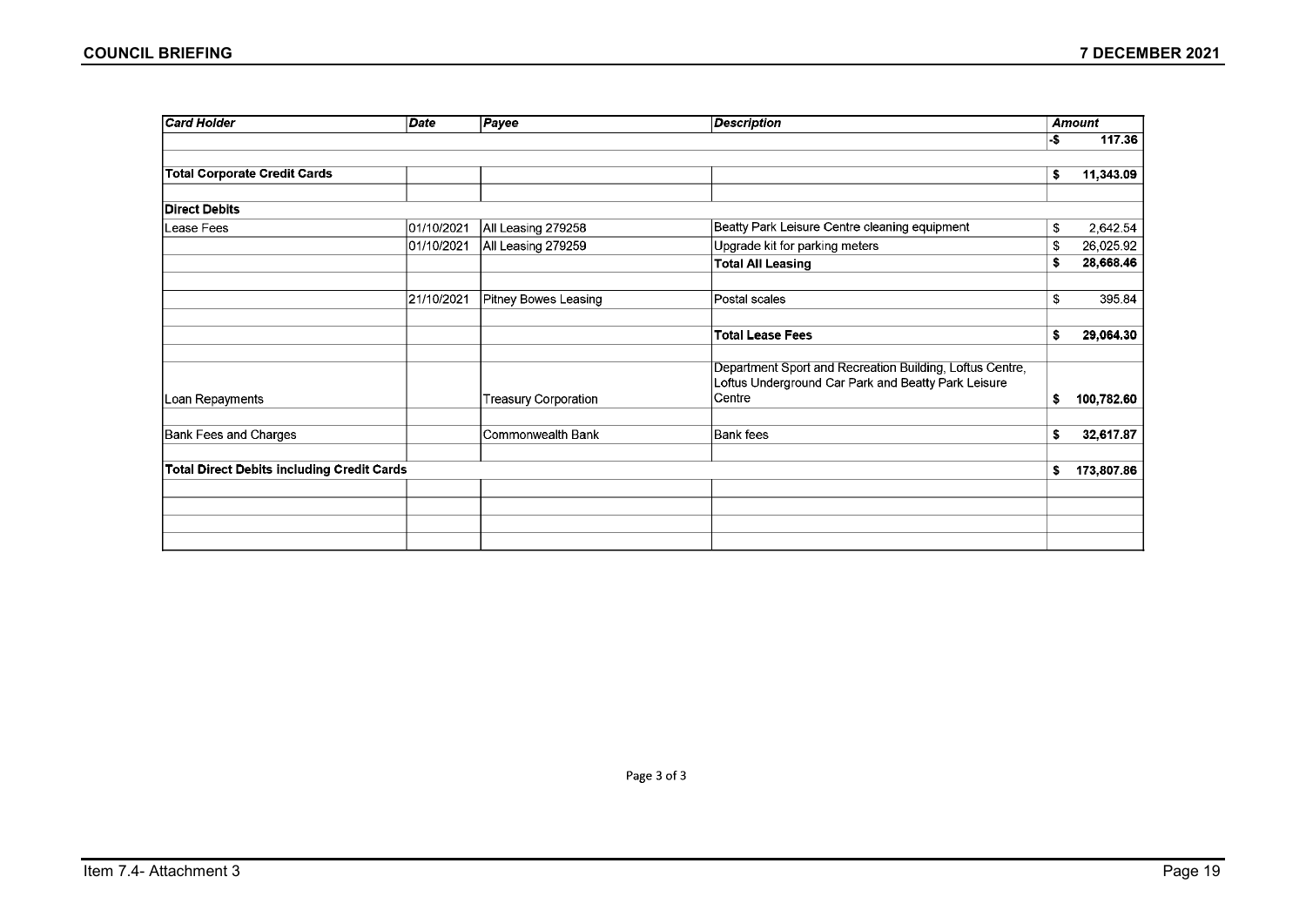| Card Holder | Date | Payee | Description | Amount |
|---|---|---|---|---|
| | | | | -$ 117.36 |
| | | | | |
| **Total Corporate Credit Cards** | | | | **$ 11,343.09** |
| | | | | |
| **Direct Debits** | | | | |
| Lease Fees | 01/10/2021 | All Leasing 279258 | Beatty Park Leisure Centre cleaning equipment | $ 2,642.54 |
| | 01/10/2021 | All Leasing 279259 | Upgrade kit for parking meters | $ 26,025.92 |
| | | | **Total All Leasing** | **$ 28,668.46** |
| | | | | |
| | 21/10/2021 | Pitney Bowes Leasing | Postal scales | $ 395.84 |
| | | | | |
| | | | **Total Lease Fees** | **$ 29,064.30** |
| | | | | |
| Loan Repayments | | Treasury Corporation | Department Sport and Recreation Building, Loftus Centre, Loftus Underground Car Park and Beatty Park Leisure Centre | **$ 100,782.60** |
| | | | | |
| Bank Fees and Charges | | Commonwealth Bank | Bank fees | **$ 32,617.87** |
| | | | | |
| **Total Direct Debits including Credit Cards** | | | | **$ 173,807.86** |